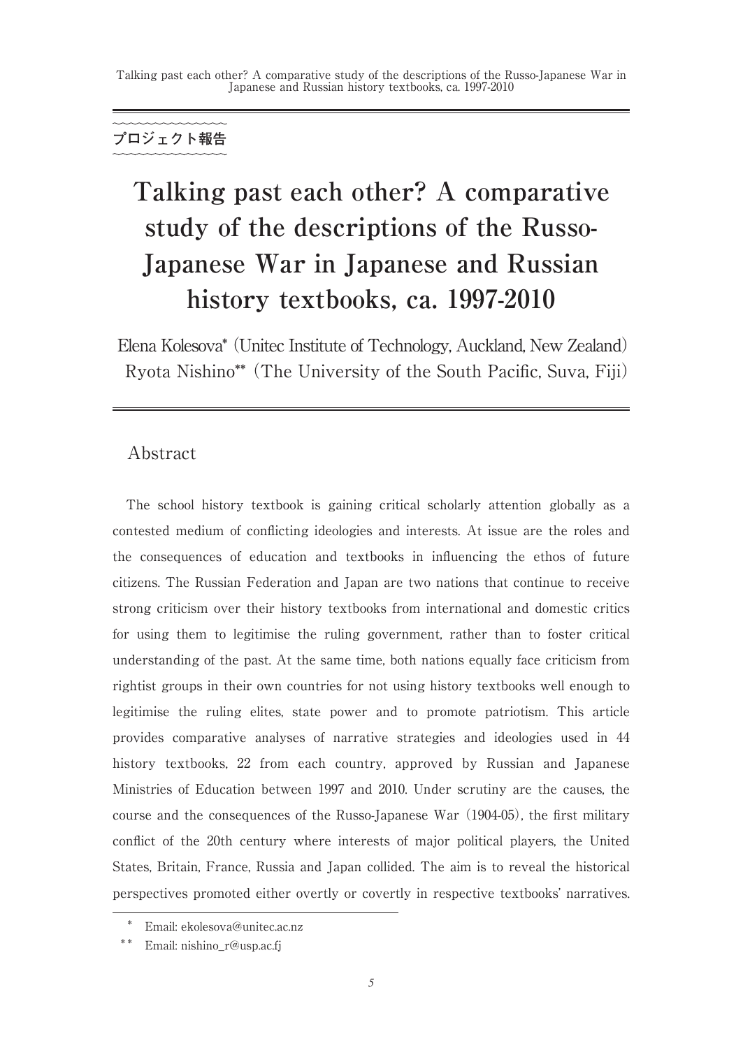プロジェクト報告

# Talking past each other? A comparative study of the descriptions of the Russo-Japanese War in Japanese and Russian history textbooks, ca. 1997-2010

Elena Kolesova* (Unitec Institute of Technology, Auckland, New Zealand)
Ryota Nishino** (The University of the South Pacific, Suva, Fiji)

## Abstract

The school history textbook is gaining critical scholarly attention globally as a contested medium of conflicting ideologies and interests. At issue are the roles and the consequences of education and textbooks in influencing the ethos of future citizens. The Russian Federation and Japan are two nations that continue to receive strong criticism over their history textbooks from international and domestic critics for using them to legitimise the ruling government, rather than to foster critical understanding of the past. At the same time, both nations equally face criticism from rightist groups in their own countries for not using history textbooks well enough to legitimise the ruling elites, state power and to promote patriotism. This article provides comparative analyses of narrative strategies and ideologies used in 44 history textbooks, 22 from each country, approved by Russian and Japanese Ministries of Education between 1997 and 2010. Under scrutiny are the causes, the course and the consequences of the Russo-Japanese War (1904-05), the first military conflict of the 20th century where interests of major political players, the United States, Britain, France, Russia and Japan collided. The aim is to reveal the historical perspectives promoted either overtly or covertly in respective textbooks' narratives.

---

* Email: ekolesova@unitec.ac.nz

** Email: nishino_r@usp.ac.fj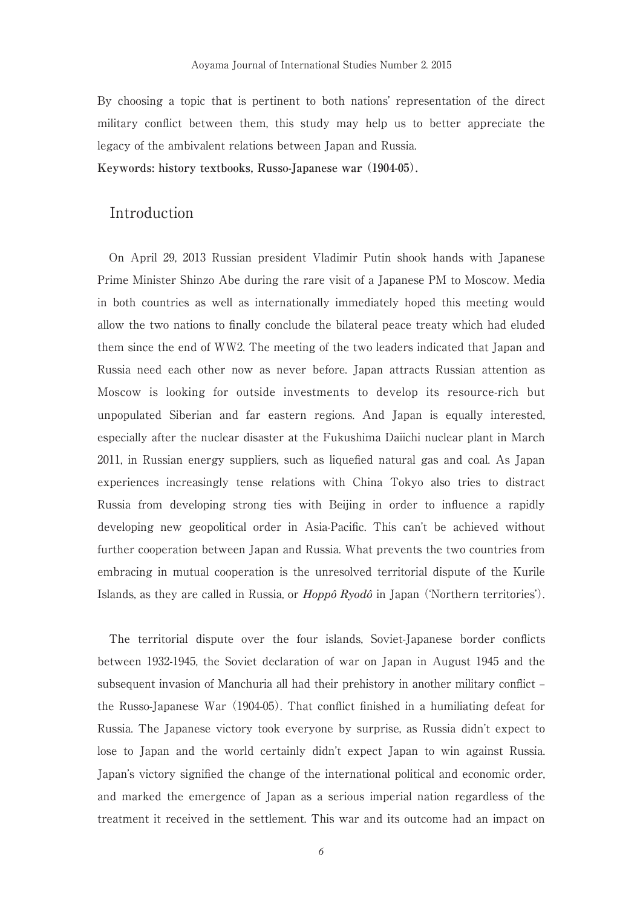By choosing a topic that is pertinent to both nations' representation of the direct military conflict between them, this study may help us to better appreciate the legacy of the ambivalent relations between Japan and Russia.

**Keywords: history textbooks, Russo-Japanese war (1904-05).**

## Introduction

On April 29, 2013 Russian president Vladimir Putin shook hands with Japanese Prime Minister Shinzo Abe during the rare visit of a Japanese PM to Moscow. Media in both countries as well as internationally immediately hoped this meeting would allow the two nations to finally conclude the bilateral peace treaty which had eluded them since the end of WW2. The meeting of the two leaders indicated that Japan and Russia need each other now as never before. Japan attracts Russian attention as Moscow is looking for outside investments to develop its resource-rich but unpopulated Siberian and far eastern regions. And Japan is equally interested, especially after the nuclear disaster at the Fukushima Daiichi nuclear plant in March 2011, in Russian energy suppliers, such as liquefied natural gas and coal. As Japan experiences increasingly tense relations with China Tokyo also tries to distract Russia from developing strong ties with Beijing in order to influence a rapidly developing new geopolitical order in Asia-Pacific. This can't be achieved without further cooperation between Japan and Russia. What prevents the two countries from embracing in mutual cooperation is the unresolved territorial dispute of the Kurile Islands, as they are called in Russia, or ***Hoppô Ryodô*** in Japan ('Northern territories').

The territorial dispute over the four islands, Soviet-Japanese border conflicts between 1932-1945, the Soviet declaration of war on Japan in August 1945 and the subsequent invasion of Manchuria all had their prehistory in another military conflict – the Russo-Japanese War (1904-05). That conflict finished in a humiliating defeat for Russia. The Japanese victory took everyone by surprise, as Russia didn't expect to lose to Japan and the world certainly didn't expect Japan to win against Russia. Japan's victory signified the change of the international political and economic order, and marked the emergence of Japan as a serious imperial nation regardless of the treatment it received in the settlement. This war and its outcome had an impact on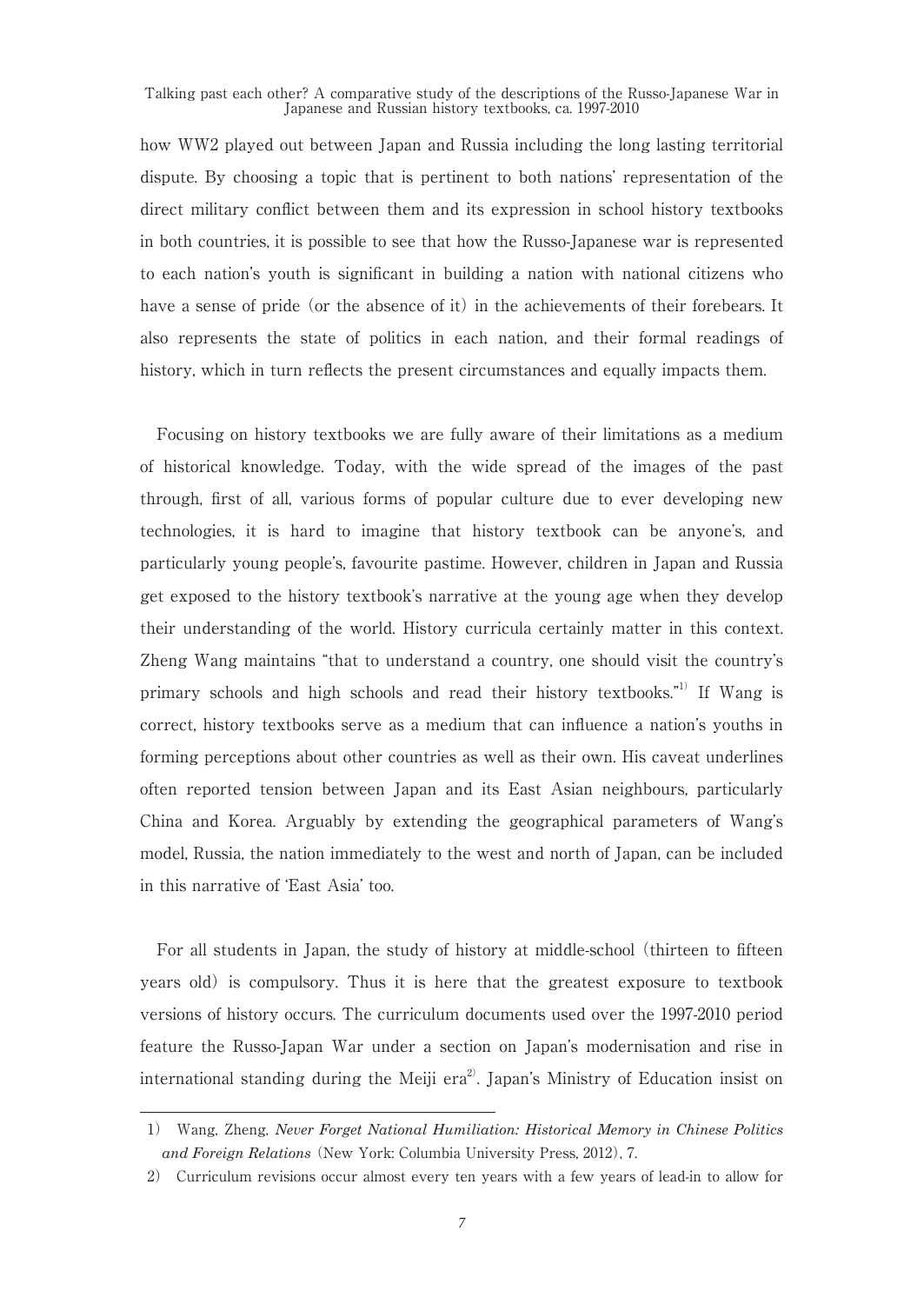how WW2 played out between Japan and Russia including the long lasting territorial dispute. By choosing a topic that is pertinent to both nations' representation of the direct military conflict between them and its expression in school history textbooks in both countries, it is possible to see that how the Russo-Japanese war is represented to each nation's youth is significant in building a nation with national citizens who have a sense of pride (or the absence of it) in the achievements of their forebears. It also represents the state of politics in each nation, and their formal readings of history, which in turn reflects the present circumstances and equally impacts them.

Focusing on history textbooks we are fully aware of their limitations as a medium of historical knowledge. Today, with the wide spread of the images of the past through, first of all, various forms of popular culture due to ever developing new technologies, it is hard to imagine that history textbook can be anyone's, and particularly young people's, favourite pastime. However, children in Japan and Russia get exposed to the history textbook's narrative at the young age when they develop their understanding of the world. History curricula certainly matter in this context. Zheng Wang maintains "that to understand a country, one should visit the country's primary schools and high schools and read their history textbooks."[1] If Wang is correct, history textbooks serve as a medium that can influence a nation's youths in forming perceptions about other countries as well as their own. His caveat underlines often reported tension between Japan and its East Asian neighbours, particularly China and Korea. Arguably by extending the geographical parameters of Wang's model, Russia, the nation immediately to the west and north of Japan, can be included in this narrative of 'East Asia' too.

For all students in Japan, the study of history at middle-school (thirteen to fifteen years old) is compulsory. Thus it is here that the greatest exposure to textbook versions of history occurs. The curriculum documents used over the 1997-2010 period feature the Russo-Japan War under a section on Japan's modernisation and rise in international standing during the Meiji era[2]. Japan's Ministry of Education insist on

---

1) Wang, Zheng, *Never Forget National Humiliation: Historical Memory in Chinese Politics and Foreign Relations* (New York: Columbia University Press, 2012), 7.

2) Curriculum revisions occur almost every ten years with a few years of lead-in to allow for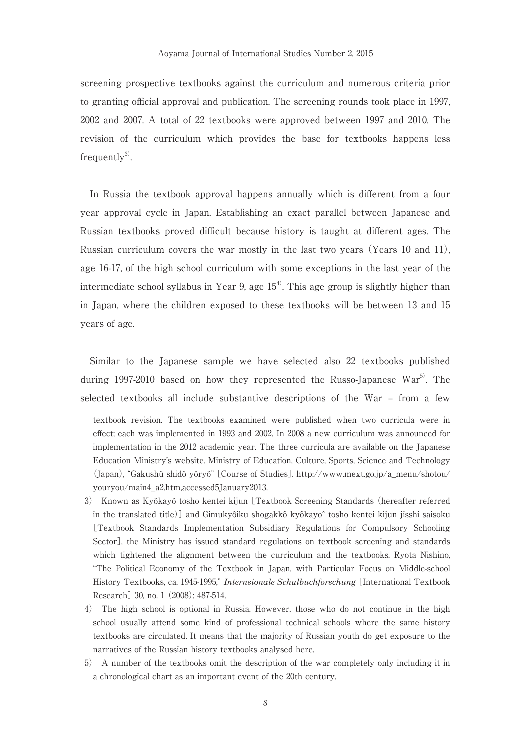screening prospective textbooks against the curriculum and numerous criteria prior to granting official approval and publication. The screening rounds took place in 1997, 2002 and 2007. A total of 22 textbooks were approved between 1997 and 2010. The revision of the curriculum which provides the base for textbooks happens less frequently[3].

In Russia the textbook approval happens annually which is different from a four year approval cycle in Japan. Establishing an exact parallel between Japanese and Russian textbooks proved difficult because history is taught at different ages. The Russian curriculum covers the war mostly in the last two years (Years 10 and 11), age 16-17, of the high school curriculum with some exceptions in the last year of the intermediate school syllabus in Year 9, age 15[4]. This age group is slightly higher than in Japan, where the children exposed to these textbooks will be between 13 and 15 years of age.

Similar to the Japanese sample we have selected also 22 textbooks published during 1997-2010 based on how they represented the Russo-Japanese War[5]. The selected textbooks all include substantive descriptions of the War – from a few

---

textbook revision. The textbooks examined were published when two curricula were in effect; each was implemented in 1993 and 2002. In 2008 a new curriculum was announced for implementation in the 2012 academic year. The three curricula are available on the Japanese Education Ministry's website. Ministry of Education, Culture, Sports, Science and Technology (Japan), "Gakushû shidô yôryô" [Course of Studies]. http://www.mext.go.jp/a_menu/shotou/youryou/main4_a2.htm,accessed5January2013.

3) Known as Kyôkayô tosho kentei kijun [Textbook Screening Standards (hereafter referred in the translated title)] and Gimukyôiku shogakkô kyôkayoˆ tosho kentei kijun jisshi saisoku [Textbook Standards Implementation Subsidiary Regulations for Compulsory Schooling Sector], the Ministry has issued standard regulations on textbook screening and standards which tightened the alignment between the curriculum and the textbooks. Ryota Nishino, "The Political Economy of the Textbook in Japan, with Particular Focus on Middle-school History Textbooks, ca. 1945-1995," *Internsionale Schulbuchforschung* [International Textbook Research] 30, no. 1 (2008): 487-514.

4) The high school is optional in Russia. However, those who do not continue in the high school usually attend some kind of professional technical schools where the same history textbooks are circulated. It means that the majority of Russian youth do get exposure to the narratives of the Russian history textbooks analysed here.

5) A number of the textbooks omit the description of the war completely only including it in a chronological chart as an important event of the 20th century.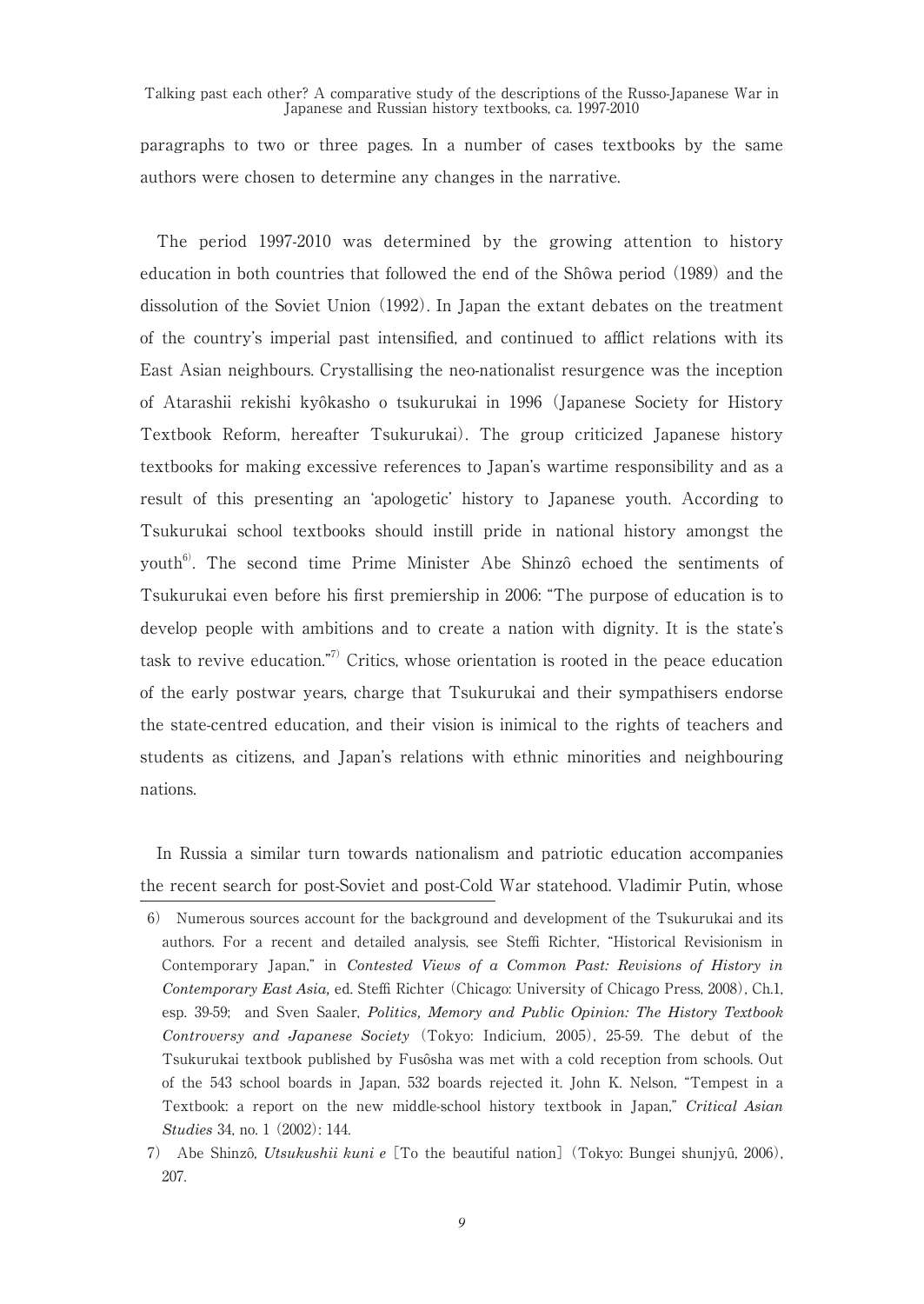paragraphs to two or three pages. In a number of cases textbooks by the same authors were chosen to determine any changes in the narrative.

The period 1997-2010 was determined by the growing attention to history education in both countries that followed the end of the Shôwa period (1989) and the dissolution of the Soviet Union (1992). In Japan the extant debates on the treatment of the country's imperial past intensified, and continued to afflict relations with its East Asian neighbours. Crystallising the neo-nationalist resurgence was the inception of Atarashii rekishi kyôkasho o tsukurukai in 1996 (Japanese Society for History Textbook Reform, hereafter Tsukurukai). The group criticized Japanese history textbooks for making excessive references to Japan's wartime responsibility and as a result of this presenting an 'apologetic' history to Japanese youth. According to Tsukurukai school textbooks should instill pride in national history amongst the youth[6]. The second time Prime Minister Abe Shinzô echoed the sentiments of Tsukurukai even before his first premiership in 2006: "The purpose of education is to develop people with ambitions and to create a nation with dignity. It is the state's task to revive education."[7] Critics, whose orientation is rooted in the peace education of the early postwar years, charge that Tsukurukai and their sympathisers endorse the state-centred education, and their vision is inimical to the rights of teachers and students as citizens, and Japan's relations with ethnic minorities and neighbouring nations.

In Russia a similar turn towards nationalism and patriotic education accompanies the recent search for post-Soviet and post-Cold War statehood. Vladimir Putin, whose

6) Numerous sources account for the background and development of the Tsukurukai and its authors. For a recent and detailed analysis, see Steffi Richter, "Historical Revisionism in Contemporary Japan," in *Contested Views of a Common Past: Revisions of History in Contemporary East Asia,* ed. Steffi Richter (Chicago: University of Chicago Press, 2008), Ch.1, esp. 39-59; and Sven Saaler, ***Politics, Memory and Public Opinion: The History Textbook Controversy and Japanese Society*** (Tokyo: Indicium, 2005), 25-59. The debut of the Tsukurukai textbook published by Fusôsha was met with a cold reception from schools. Out of the 543 school boards in Japan, 532 boards rejected it. John K. Nelson, "Tempest in a Textbook: a report on the new middle-school history textbook in Japan," *Critical Asian Studies* 34, no. 1 (2002): 144.

7) Abe Shinzô, *Utsukushii kuni e* [To the beautiful nation] (Tokyo: Bungei shunjyû, 2006), 207.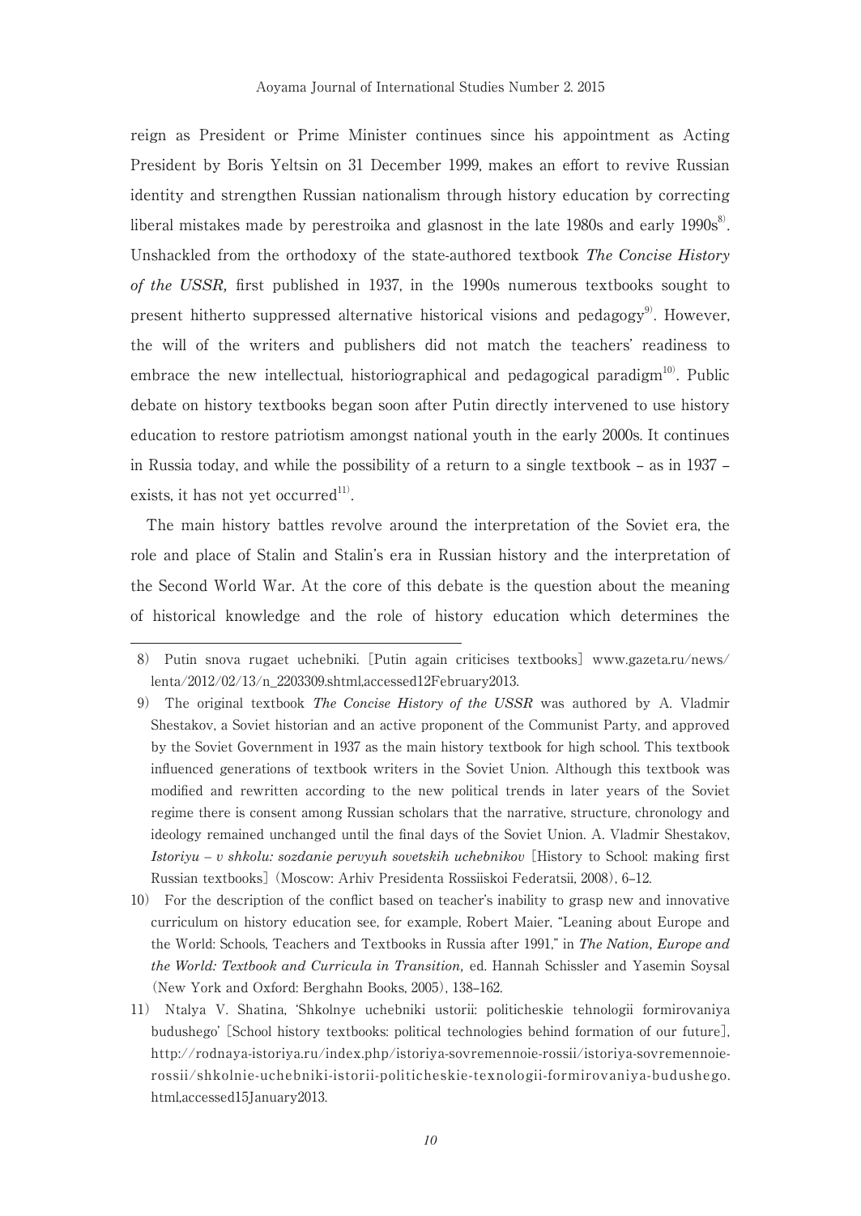reign as President or Prime Minister continues since his appointment as Acting President by Boris Yeltsin on 31 December 1999, makes an effort to revive Russian identity and strengthen Russian nationalism through history education by correcting liberal mistakes made by perestroika and glasnost in the late 1980s and early 1990s[8]. Unshackled from the orthodoxy of the state-authored textbook ***The Concise History of the USSR,*** first published in 1937, in the 1990s numerous textbooks sought to present hitherto suppressed alternative historical visions and pedagogy[9]. However, the will of the writers and publishers did not match the teachers' readiness to embrace the new intellectual, historiographical and pedagogical paradigm[10]. Public debate on history textbooks began soon after Putin directly intervened to use history education to restore patriotism amongst national youth in the early 2000s. It continues in Russia today, and while the possibility of a return to a single textbook – as in 1937 – exists, it has not yet occurred[11].

The main history battles revolve around the interpretation of the Soviet era, the role and place of Stalin and Stalin's era in Russian history and the interpretation of the Second World War. At the core of this debate is the question about the meaning of historical knowledge and the role of history education which determines the

---

8) Putin snova rugaet uchebniki. [Putin again criticises textbooks] www.gazeta.ru/news/lenta/2012/02/13/n_2203309.shtml,accessed12February2013.

9) The original textbook ***The Concise History of the USSR*** was authored by A. Vladmir Shestakov, a Soviet historian and an active proponent of the Communist Party, and approved by the Soviet Government in 1937 as the main history textbook for high school. This textbook influenced generations of textbook writers in the Soviet Union. Although this textbook was modified and rewritten according to the new political trends in later years of the Soviet regime there is consent among Russian scholars that the narrative, structure, chronology and ideology remained unchanged until the final days of the Soviet Union. A. Vladmir Shestakov, ***Istoriyu – v shkolu: sozdanie pervyuh sovetskih uchebnikov*** [History to School: making first Russian textbooks] (Moscow: Arhiv Presidenta Rossiiskoi Federatsii, 2008), 6–12.

10) For the description of the conflict based on teacher's inability to grasp new and innovative curriculum on history education see, for example, Robert Maier, "Leaning about Europe and the World: Schools, Teachers and Textbooks in Russia after 1991," in ***The Nation, Europe and the World: Textbook and Curricula in Transition,*** ed. Hannah Schissler and Yasemin Soysal (New York and Oxford: Berghahn Books, 2005), 138–162.

11) Ntalya V. Shatina, 'Shkolnye uchebniki ustorii: politicheskie tehnologii formirovaniya budushego' [School history textbooks: political technologies behind formation of our future], http://rodnaya-istoriya.ru/index.php/istoriya-sovremennoie-rossii/istoriya-sovremennoie-rossii/shkolnie-uchebniki-istorii-politicheskie-texnologii-formirovaniya-budushego.html,accessed15January2013.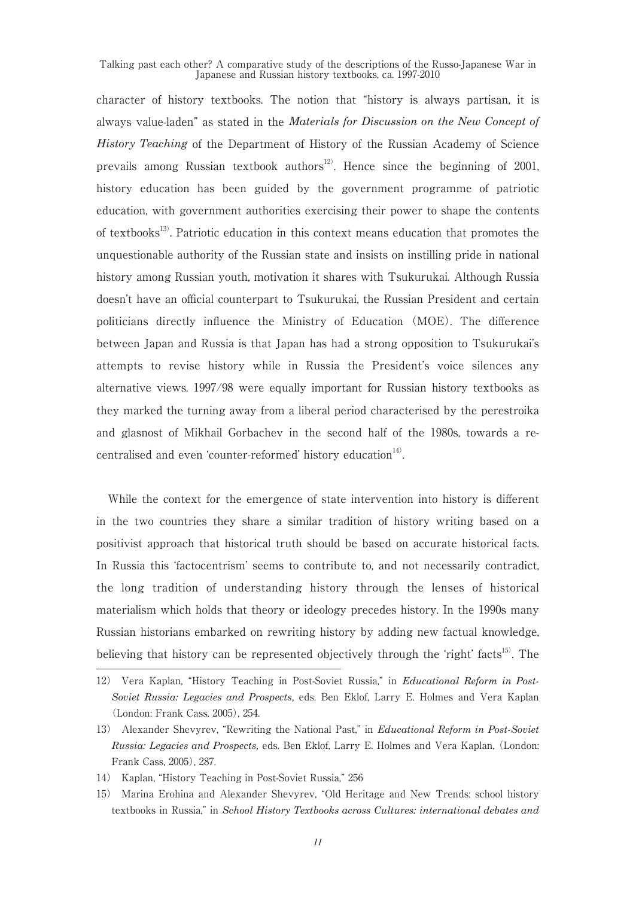character of history textbooks. The notion that "history is always partisan, it is always value-laden" as stated in the *Materials for Discussion on the New Concept of History Teaching* of the Department of History of the Russian Academy of Science prevails among Russian textbook authors[12]. Hence since the beginning of 2001, history education has been guided by the government programme of patriotic education, with government authorities exercising their power to shape the contents of textbooks[13]. Patriotic education in this context means education that promotes the unquestionable authority of the Russian state and insists on instilling pride in national history among Russian youth, motivation it shares with Tsukurukai. Although Russia doesn't have an official counterpart to Tsukurukai, the Russian President and certain politicians directly influence the Ministry of Education (MOE). The difference between Japan and Russia is that Japan has had a strong opposition to Tsukurukai's attempts to revise history while in Russia the President's voice silences any alternative views. 1997/98 were equally important for Russian history textbooks as they marked the turning away from a liberal period characterised by the perestroika and glasnost of Mikhail Gorbachev in the second half of the 1980s, towards a re-centralised and even 'counter-reformed' history education[14].

While the context for the emergence of state intervention into history is different in the two countries they share a similar tradition of history writing based on a positivist approach that historical truth should be based on accurate historical facts. In Russia this 'factocentrism' seems to contribute to, and not necessarily contradict, the long tradition of understanding history through the lenses of historical materialism which holds that theory or ideology precedes history. In the 1990s many Russian historians embarked on rewriting history by adding new factual knowledge, believing that history can be represented objectively through the 'right' facts[15]. The

---

12) Vera Kaplan, "History Teaching in Post-Soviet Russia," in *Educational Reform in Post-Soviet Russia: Legacies and Prospects,* eds. Ben Eklof, Larry E. Holmes and Vera Kaplan (London: Frank Cass, 2005), 254.

13) Alexander Shevyrev, "Rewriting the National Past," in *Educational Reform in Post-Soviet Russia: Legacies and Prospects,* eds. Ben Eklof, Larry E. Holmes and Vera Kaplan, (London: Frank Cass, 2005), 287.

14) Kaplan, "History Teaching in Post-Soviet Russia," 256

15) Marina Erohina and Alexander Shevyrev, "Old Heritage and New Trends: school history textbooks in Russia," in *School History Textbooks across Cultures: international debates and*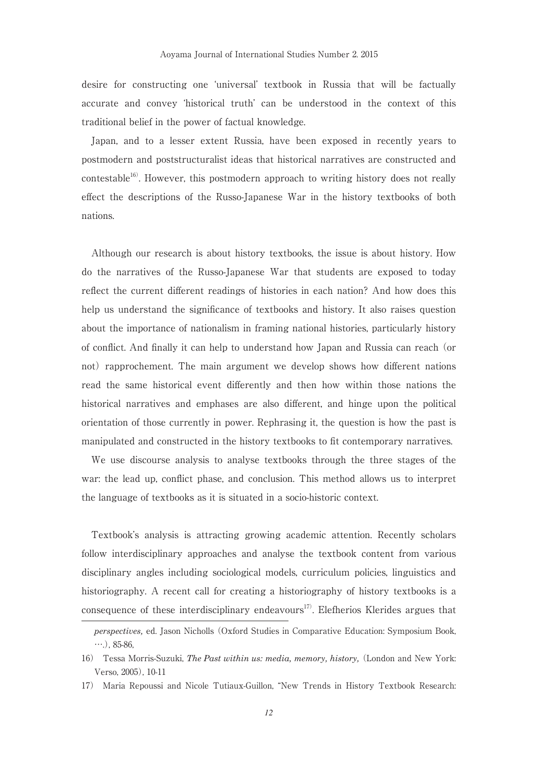desire for constructing one 'universal' textbook in Russia that will be factually accurate and convey 'historical truth' can be understood in the context of this traditional belief in the power of factual knowledge.

Japan, and to a lesser extent Russia, have been exposed in recently years to postmodern and poststructuralist ideas that historical narratives are constructed and contestable[16]. However, this postmodern approach to writing history does not really effect the descriptions of the Russo-Japanese War in the history textbooks of both nations.

Although our research is about history textbooks, the issue is about history. How do the narratives of the Russo-Japanese War that students are exposed to today reflect the current different readings of histories in each nation? And how does this help us understand the significance of textbooks and history. It also raises question about the importance of nationalism in framing national histories, particularly history of conflict. And finally it can help to understand how Japan and Russia can reach (or not) rapprochement. The main argument we develop shows how different nations read the same historical event differently and then how within those nations the historical narratives and emphases are also different, and hinge upon the political orientation of those currently in power. Rephrasing it, the question is how the past is manipulated and constructed in the history textbooks to fit contemporary narratives.

We use discourse analysis to analyse textbooks through the three stages of the war: the lead up, conflict phase, and conclusion. This method allows us to interpret the language of textbooks as it is situated in a socio-historic context.

Textbook's analysis is attracting growing academic attention. Recently scholars follow interdisciplinary approaches and analyse the textbook content from various disciplinary angles including sociological models, curriculum policies, linguistics and historiography. A recent call for creating a historiography of history textbooks is a consequence of these interdisciplinary endeavours[17]. Elefherios Klerides argues that

---

*perspectives,* ed. Jason Nicholls (Oxford Studies in Comparative Education: Symposium Book, ….), 85-86,

16) Tessa Morris-Suzuki, *The Past within us: media, memory, history,* (London and New York: Verso, 2005), 10-11

17) Maria Repoussi and Nicole Tutiaux-Guillon, "New Trends in History Textbook Research: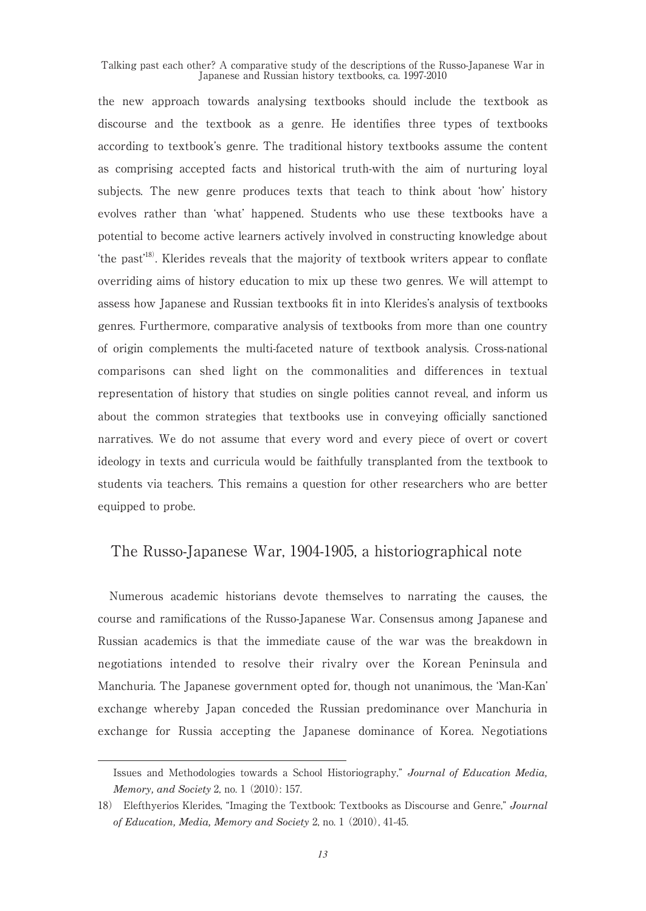the new approach towards analysing textbooks should include the textbook as discourse and the textbook as a genre. He identifies three types of textbooks according to textbook's genre. The traditional history textbooks assume the content as comprising accepted facts and historical truth-with the aim of nurturing loyal subjects. The new genre produces texts that teach to think about 'how' history evolves rather than 'what' happened. Students who use these textbooks have a potential to become active learners actively involved in constructing knowledge about 'the past'[18]. Klerides reveals that the majority of textbook writers appear to conflate overriding aims of history education to mix up these two genres. We will attempt to assess how Japanese and Russian textbooks fit in into Klerides's analysis of textbooks genres. Furthermore, comparative analysis of textbooks from more than one country of origin complements the multi-faceted nature of textbook analysis. Cross-national comparisons can shed light on the commonalities and differences in textual representation of history that studies on single polities cannot reveal, and inform us about the common strategies that textbooks use in conveying officially sanctioned narratives. We do not assume that every word and every piece of overt or covert ideology in texts and curricula would be faithfully transplanted from the textbook to students via teachers. This remains a question for other researchers who are better equipped to probe.

## The Russo-Japanese War, 1904-1905, a historiographical note

Numerous academic historians devote themselves to narrating the causes, the course and ramifications of the Russo-Japanese War. Consensus among Japanese and Russian academics is that the immediate cause of the war was the breakdown in negotiations intended to resolve their rivalry over the Korean Peninsula and Manchuria. The Japanese government opted for, though not unanimous, the 'Man-Kan' exchange whereby Japan conceded the Russian predominance over Manchuria in exchange for Russia accepting the Japanese dominance of Korea. Negotiations

---

Issues and Methodologies towards a School Historiography," *Journal of Education Media, Memory, and Society* 2, no. 1 (2010): 157.

18) Elefthyerios Klerides, "Imaging the Textbook: Textbooks as Discourse and Genre," *Journal of Education, Media, Memory and Society* 2, no. 1 (2010), 41-45.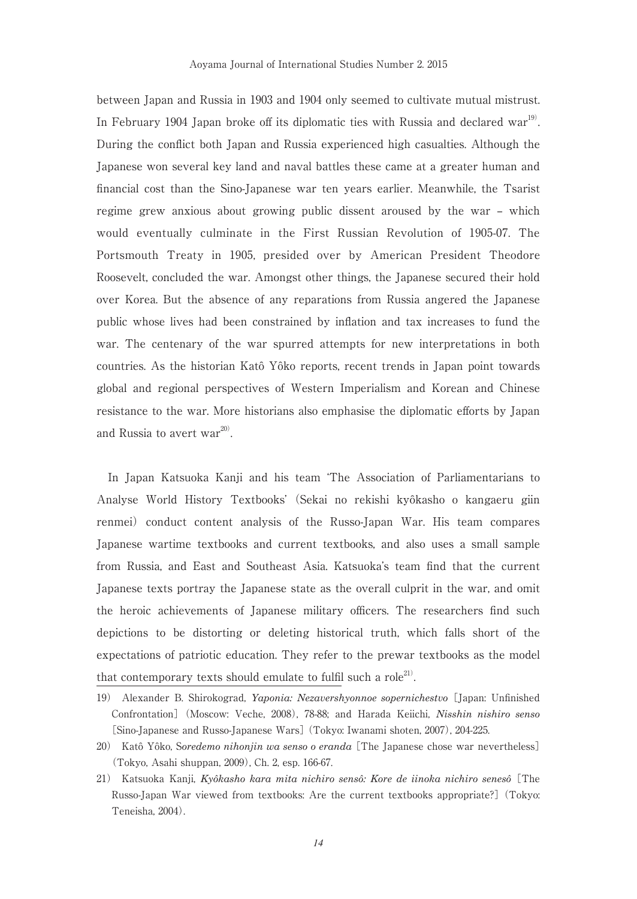between Japan and Russia in 1903 and 1904 only seemed to cultivate mutual mistrust. In February 1904 Japan broke off its diplomatic ties with Russia and declared war[19]. During the conflict both Japan and Russia experienced high casualties. Although the Japanese won several key land and naval battles these came at a greater human and financial cost than the Sino-Japanese war ten years earlier. Meanwhile, the Tsarist regime grew anxious about growing public dissent aroused by the war – which would eventually culminate in the First Russian Revolution of 1905-07. The Portsmouth Treaty in 1905, presided over by American President Theodore Roosevelt, concluded the war. Amongst other things, the Japanese secured their hold over Korea. But the absence of any reparations from Russia angered the Japanese public whose lives had been constrained by inflation and tax increases to fund the war. The centenary of the war spurred attempts for new interpretations in both countries. As the historian Katô Yôko reports, recent trends in Japan point towards global and regional perspectives of Western Imperialism and Korean and Chinese resistance to the war. More historians also emphasise the diplomatic efforts by Japan and Russia to avert war[20].

In Japan Katsuoka Kanji and his team 'The Association of Parliamentarians to Analyse World History Textbooks' (Sekai no rekishi kyôkasho o kangaeru giin renmei) conduct content analysis of the Russo-Japan War. His team compares Japanese wartime textbooks and current textbooks, and also uses a small sample from Russia, and East and Southeast Asia. Katsuoka's team find that the current Japanese texts portray the Japanese state as the overall culprit in the war, and omit the heroic achievements of Japanese military officers. The researchers find such depictions to be distorting or deleting historical truth, which falls short of the expectations of patriotic education. They refer to the prewar textbooks as the model that contemporary texts should emulate to fulfil such a role[21].

---

19) Alexander B. Shirokograd, *Yaponia: Nezavershyonnoe sopernichestvo* [Japan: Unfinished Confrontation] (Moscow: Veche, 2008), 78-88; and Harada Keiichi, *Nisshin nishiro senso* [Sino-Japanese and Russo-Japanese Wars] (Tokyo: Iwanami shoten, 2007), 204-225.

20) Katô Yôko, *Soredemo nihonjin wa senso o eranda* [The Japanese chose war nevertheless] (Tokyo, Asahi shuppan, 2009), Ch. 2, esp. 166-67.

21) Katsuoka Kanji, *Kyôkasho kara mita nichiro sensô: Kore de iinoka nichiro senesô* [The Russo-Japan War viewed from textbooks: Are the current textbooks appropriate?] (Tokyo: Teneisha, 2004).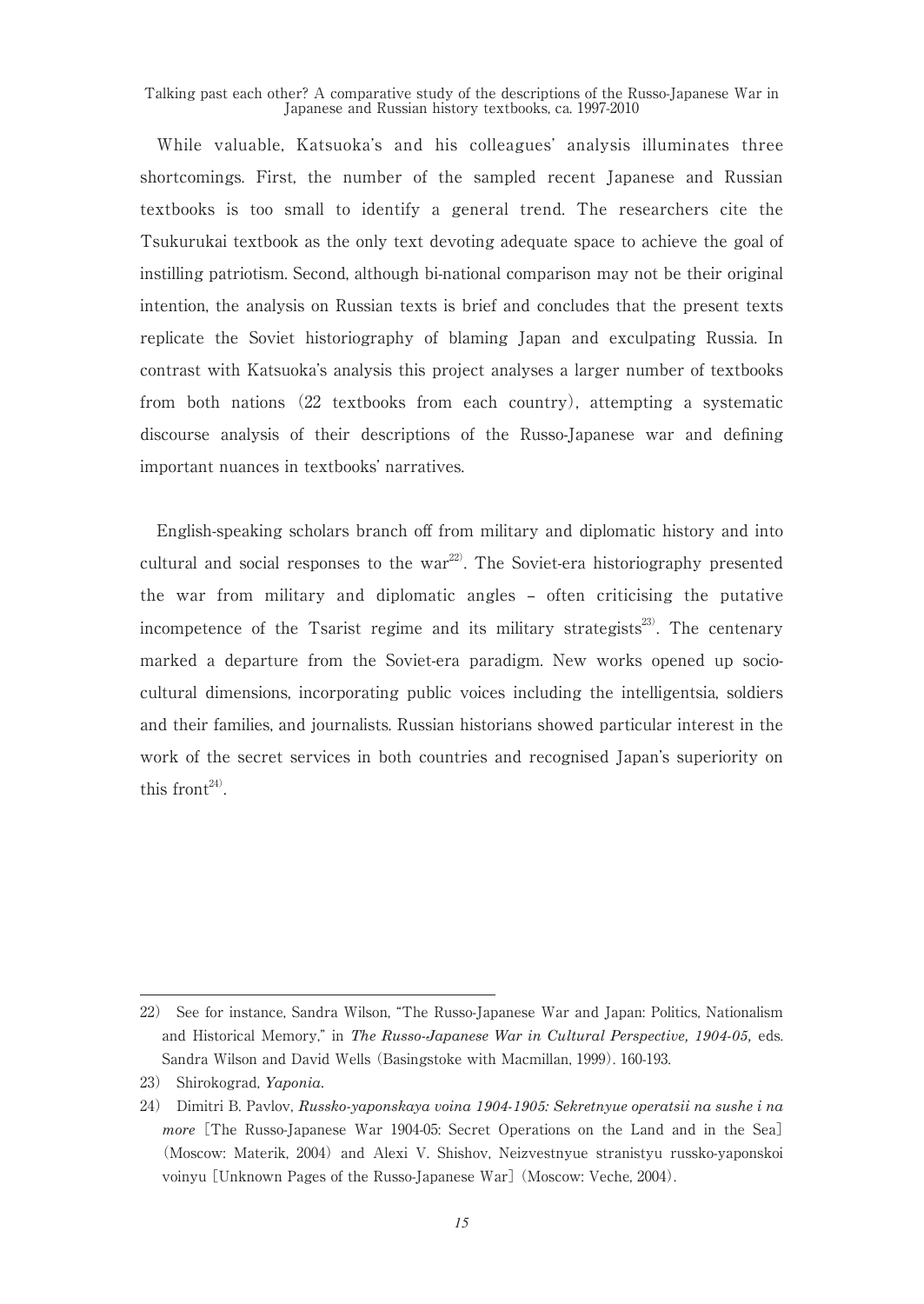While valuable, Katsuoka's and his colleagues' analysis illuminates three shortcomings. First, the number of the sampled recent Japanese and Russian textbooks is too small to identify a general trend. The researchers cite the Tsukurukai textbook as the only text devoting adequate space to achieve the goal of instilling patriotism. Second, although bi-national comparison may not be their original intention, the analysis on Russian texts is brief and concludes that the present texts replicate the Soviet historiography of blaming Japan and exculpating Russia. In contrast with Katsuoka's analysis this project analyses a larger number of textbooks from both nations (22 textbooks from each country), attempting a systematic discourse analysis of their descriptions of the Russo-Japanese war and defining important nuances in textbooks' narratives.

English-speaking scholars branch off from military and diplomatic history and into cultural and social responses to the war[22]. The Soviet-era historiography presented the war from military and diplomatic angles – often criticising the putative incompetence of the Tsarist regime and its military strategists[23]. The centenary marked a departure from the Soviet-era paradigm. New works opened up socio-cultural dimensions, incorporating public voices including the intelligentsia, soldiers and their families, and journalists. Russian historians showed particular interest in the work of the secret services in both countries and recognised Japan's superiority on this front[24].

---

22) See for instance, Sandra Wilson, "The Russo-Japanese War and Japan: Politics, Nationalism and Historical Memory," in *The Russo-Japanese War in Cultural Perspective, 1904-05,* eds. Sandra Wilson and David Wells (Basingstoke with Macmillan, 1999). 160-193.

23) Shirokograd, *Yaponia*.

24) Dimitri B. Pavlov, *Russko-yaponskaya voina 1904-1905: Sekretnyue operatsii na sushe i na more* [The Russo-Japanese War 1904-05: Secret Operations on the Land and in the Sea] (Moscow: Materik, 2004) and Alexi V. Shishov, Neizvestnyue stranistyu russko-yaponskoi voinyu [Unknown Pages of the Russo-Japanese War] (Moscow: Veche, 2004).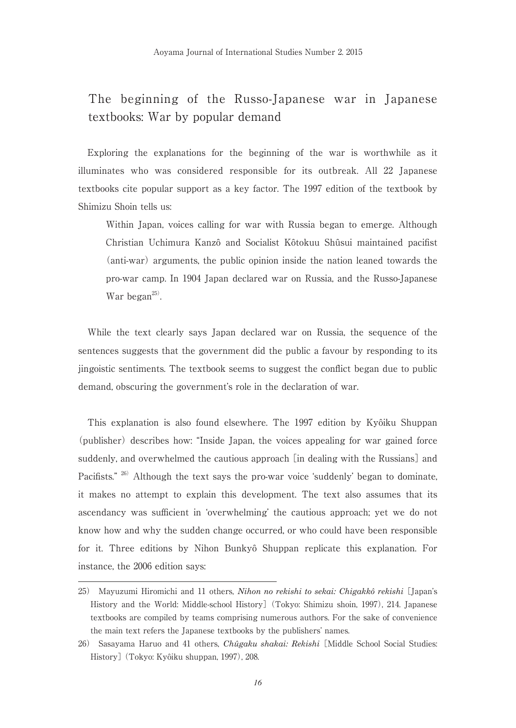## The beginning of the Russo-Japanese war in Japanese textbooks: War by popular demand

Exploring the explanations for the beginning of the war is worthwhile as it illuminates who was considered responsible for its outbreak. All 22 Japanese textbooks cite popular support as a key factor. The 1997 edition of the textbook by Shimizu Shoin tells us:

> Within Japan, voices calling for war with Russia began to emerge. Although Christian Uchimura Kanzô and Socialist Kôtokuu Shûsui maintained pacifist (anti-war) arguments, the public opinion inside the nation leaned towards the pro-war camp. In 1904 Japan declared war on Russia, and the Russo-Japanese War began[25].

While the text clearly says Japan declared war on Russia, the sequence of the sentences suggests that the government did the public a favour by responding to its jingoistic sentiments. The textbook seems to suggest the conflict began due to public demand, obscuring the government's role in the declaration of war.

This explanation is also found elsewhere. The 1997 edition by Kyôiku Shuppan (publisher) describes how: "Inside Japan, the voices appealing for war gained force suddenly, and overwhelmed the cautious approach [in dealing with the Russians] and Pacifists." [26] Although the text says the pro-war voice 'suddenly' began to dominate, it makes no attempt to explain this development. The text also assumes that its ascendancy was sufficient in 'overwhelming' the cautious approach; yet we do not know how and why the sudden change occurred, or who could have been responsible for it. Three editions by Nihon Bunkyô Shuppan replicate this explanation. For instance, the 2006 edition says:

---

25) Mayuzumi Hiromichi and 11 others, *Nihon no rekishi to sekai: Chigakkô rekishi* [Japan's History and the World: Middle-school History] (Tokyo: Shimizu shoin, 1997), 214. Japanese textbooks are compiled by teams comprising numerous authors. For the sake of convenience the main text refers the Japanese textbooks by the publishers' names.

26) Sasayama Haruo and 41 others, *Chûgaku shakai: Rekishi* [Middle School Social Studies: History] (Tokyo: Kyôiku shuppan, 1997), 208.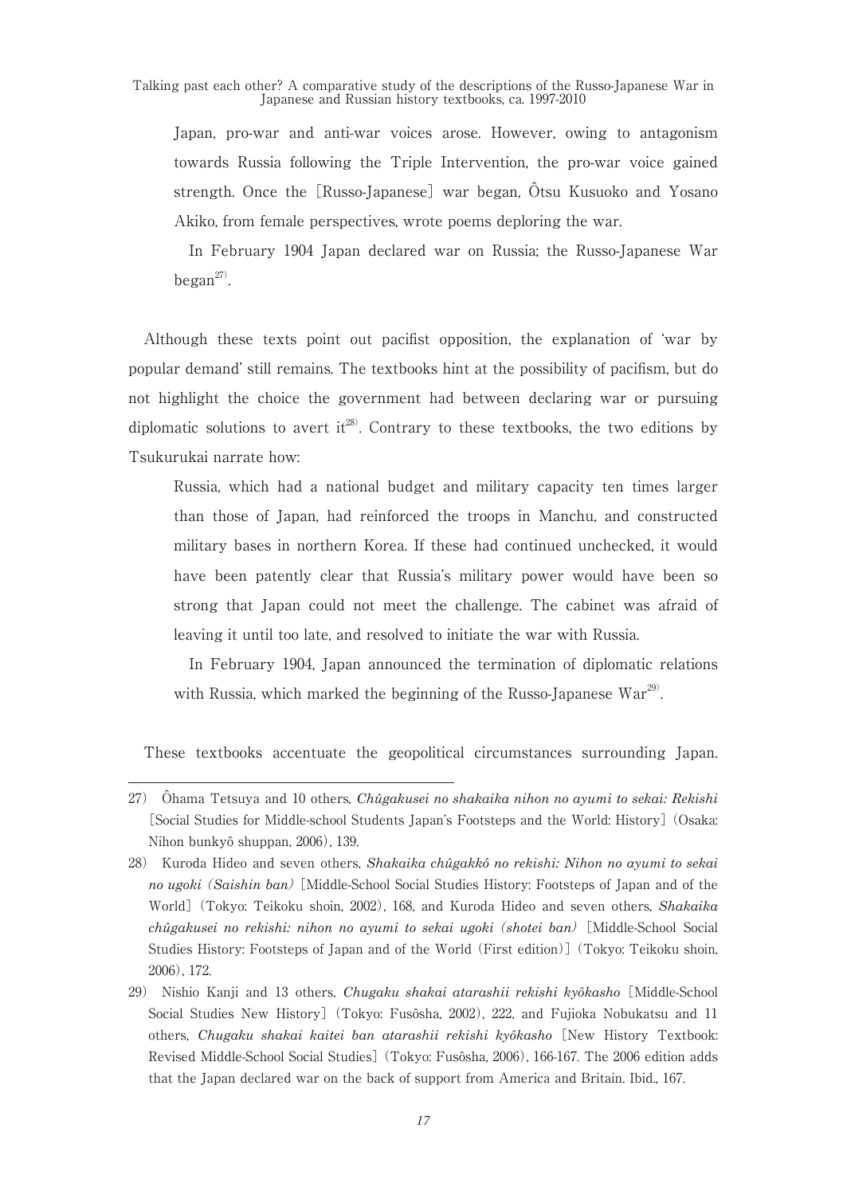Japan, pro-war and anti-war voices arose. However, owing to antagonism towards Russia following the Triple Intervention, the pro-war voice gained strength. Once the [Russo-Japanese] war began, Ôtsu Kusuoko and Yosano Akiko, from female perspectives, wrote poems deploring the war.

In February 1904 Japan declared war on Russia; the Russo-Japanese War began[27].

Although these texts point out pacifist opposition, the explanation of 'war by popular demand' still remains. The textbooks hint at the possibility of pacifism, but do not highlight the choice the government had between declaring war or pursuing diplomatic solutions to avert it[28]. Contrary to these textbooks, the two editions by Tsukurukai narrate how:

> Russia, which had a national budget and military capacity ten times larger than those of Japan, had reinforced the troops in Manchu, and constructed military bases in northern Korea. If these had continued unchecked, it would have been patently clear that Russia's military power would have been so strong that Japan could not meet the challenge. The cabinet was afraid of leaving it until too late, and resolved to initiate the war with Russia.
>
> In February 1904, Japan announced the termination of diplomatic relations with Russia, which marked the beginning of the Russo-Japanese War[29].

These textbooks accentuate the geopolitical circumstances surrounding Japan.

---

27) Ôhama Tetsuya and 10 others, *Chûgakusei no shakaika nihon no ayumi to sekai: Rekishi* [Social Studies for Middle-school Students Japan's Footsteps and the World: History] (Osaka: Nihon bunkyô shuppan, 2006), 139.

28) Kuroda Hideo and seven others, *Shakaika chûgakkô no rekishi: Nihon no ayumi to sekai no ugoki (Saishin ban)* [Middle-School Social Studies History: Footsteps of Japan and of the World] (Tokyo: Teikoku shoin, 2002), 168, and Kuroda Hideo and seven others, *Shakaika chûgakusei no rekishi: nihon no ayumi to sekai ugoki (shotei ban)* [Middle-School Social Studies History: Footsteps of Japan and of the World (First edition)] (Tokyo: Teikoku shoin, 2006), 172.

29) Nishio Kanji and 13 others, *Chugaku shakai atarashii rekishi kyôkasho* [Middle-School Social Studies New History] (Tokyo: Fusôsha, 2002), 222, and Fujioka Nobukatsu and 11 others, *Chugaku shakai kaitei ban atarashii rekishi kyôkasho* [New History Textbook: Revised Middle-School Social Studies] (Tokyo: Fusôsha, 2006), 166-167. The 2006 edition adds that the Japan declared war on the back of support from America and Britain. Ibid., 167.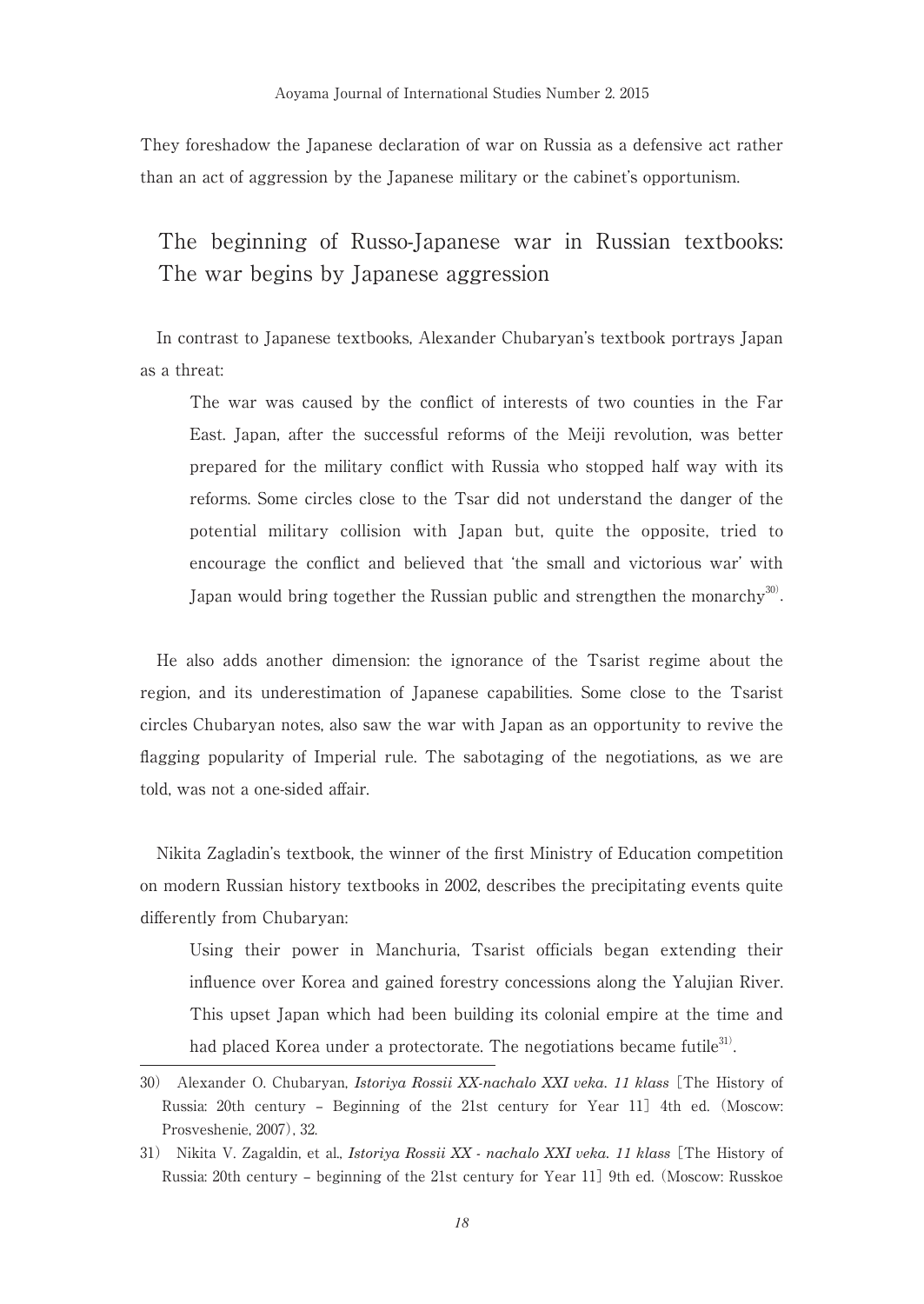They foreshadow the Japanese declaration of war on Russia as a defensive act rather than an act of aggression by the Japanese military or the cabinet's opportunism.

## The beginning of Russo-Japanese war in Russian textbooks: The war begins by Japanese aggression

In contrast to Japanese textbooks, Alexander Chubaryan's textbook portrays Japan as a threat:

> The war was caused by the conflict of interests of two counties in the Far East. Japan, after the successful reforms of the Meiji revolution, was better prepared for the military conflict with Russia who stopped half way with its reforms. Some circles close to the Tsar did not understand the danger of the potential military collision with Japan but, quite the opposite, tried to encourage the conflict and believed that 'the small and victorious war' with Japan would bring together the Russian public and strengthen the monarchy[30].

He also adds another dimension: the ignorance of the Tsarist regime about the region, and its underestimation of Japanese capabilities. Some close to the Tsarist circles Chubaryan notes, also saw the war with Japan as an opportunity to revive the flagging popularity of Imperial rule. The sabotaging of the negotiations, as we are told, was not a one-sided affair.

Nikita Zagladin's textbook, the winner of the first Ministry of Education competition on modern Russian history textbooks in 2002, describes the precipitating events quite differently from Chubaryan:

> Using their power in Manchuria, Tsarist officials began extending their influence over Korea and gained forestry concessions along the Yalujian River. This upset Japan which had been building its colonial empire at the time and had placed Korea under a protectorate. The negotiations became futile[31].

---

30) Alexander O. Chubaryan, *Istoriya Rossii XX-nachalo XXI veka. 11 klass* [The History of Russia: 20th century – Beginning of the 21st century for Year 11] 4th ed. (Moscow: Prosveshenie, 2007), 32.

31) Nikita V. Zagaldin, et al., *Istoriya Rossii XX - nachalo XXI veka. 11 klass* [The History of Russia: 20th century – beginning of the 21st century for Year 11] 9th ed. (Moscow: Russkoe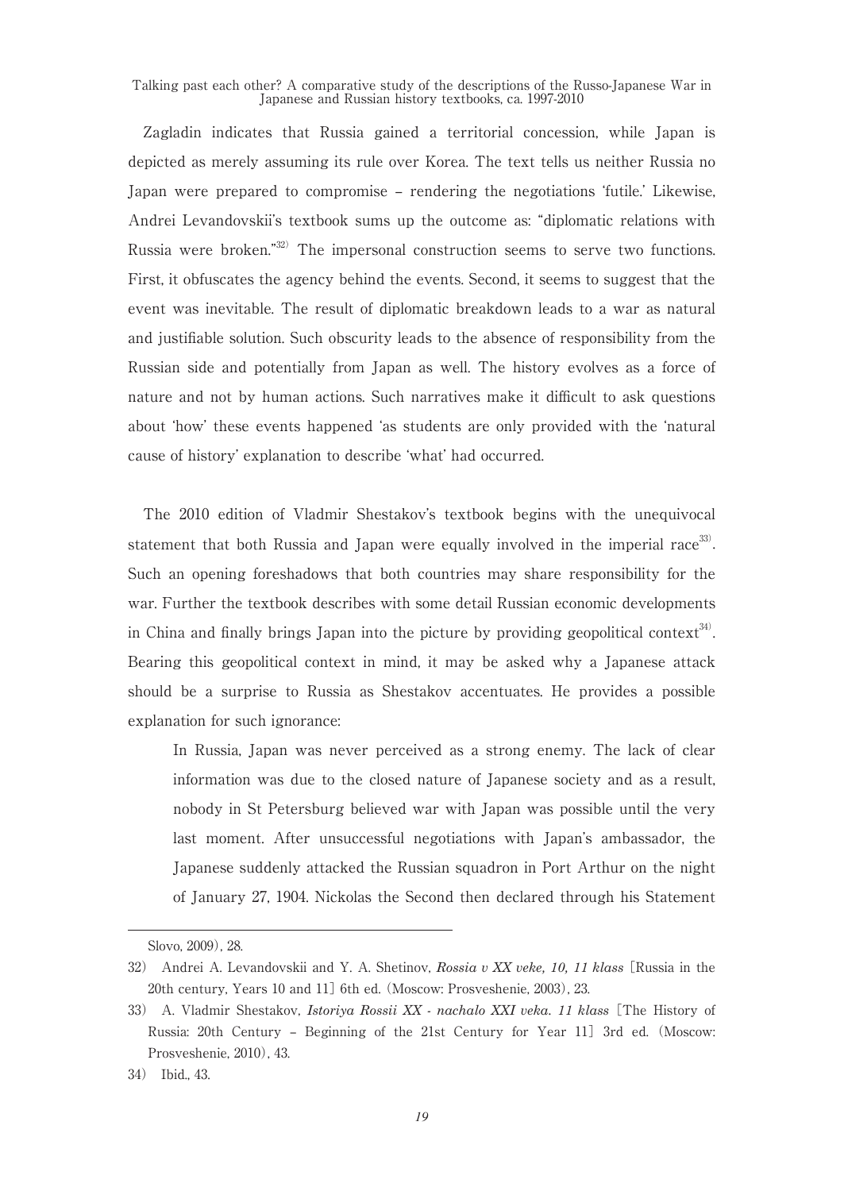Zagladin indicates that Russia gained a territorial concession, while Japan is depicted as merely assuming its rule over Korea. The text tells us neither Russia no Japan were prepared to compromise – rendering the negotiations 'futile.' Likewise, Andrei Levandovskii's textbook sums up the outcome as: "diplomatic relations with Russia were broken."[32] The impersonal construction seems to serve two functions. First, it obfuscates the agency behind the events. Second, it seems to suggest that the event was inevitable. The result of diplomatic breakdown leads to a war as natural and justifiable solution. Such obscurity leads to the absence of responsibility from the Russian side and potentially from Japan as well. The history evolves as a force of nature and not by human actions. Such narratives make it difficult to ask questions about 'how' these events happened 'as students are only provided with the 'natural cause of history' explanation to describe 'what' had occurred.

The 2010 edition of Vladmir Shestakov's textbook begins with the unequivocal statement that both Russia and Japan were equally involved in the imperial race[33]. Such an opening foreshadows that both countries may share responsibility for the war. Further the textbook describes with some detail Russian economic developments in China and finally brings Japan into the picture by providing geopolitical context[34]. Bearing this geopolitical context in mind, it may be asked why a Japanese attack should be a surprise to Russia as Shestakov accentuates. He provides a possible explanation for such ignorance:

> In Russia, Japan was never perceived as a strong enemy. The lack of clear information was due to the closed nature of Japanese society and as a result, nobody in St Petersburg believed war with Japan was possible until the very last moment. After unsuccessful negotiations with Japan's ambassador, the Japanese suddenly attacked the Russian squadron in Port Arthur on the night of January 27, 1904. Nickolas the Second then declared through his Statement

---

Slovo, 2009), 28.

32) Andrei A. Levandovskii and Y. A. Shetinov, ***Rossia v XX veke, 10, 11 klass*** [Russia in the 20th century, Years 10 and 11] 6th ed. (Moscow: Prosveshenie, 2003), 23.

33) A. Vladmir Shestakov, ***Istoriya Rossii XX - nachalo XXI veka. 11 klass*** [The History of Russia: 20th Century – Beginning of the 21st Century for Year 11] 3rd ed. (Moscow: Prosveshenie, 2010), 43.

34) Ibid., 43.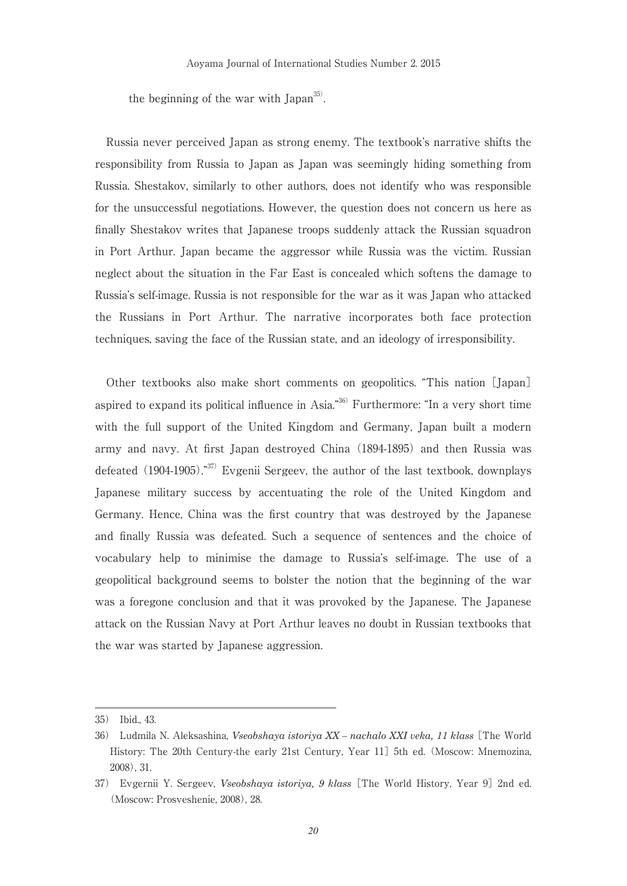the beginning of the war with Japan[35].

Russia never perceived Japan as strong enemy. The textbook's narrative shifts the responsibility from Russia to Japan as Japan was seemingly hiding something from Russia. Shestakov, similarly to other authors, does not identify who was responsible for the unsuccessful negotiations. However, the question does not concern us here as finally Shestakov writes that Japanese troops suddenly attack the Russian squadron in Port Arthur. Japan became the aggressor while Russia was the victim. Russian neglect about the situation in the Far East is concealed which softens the damage to Russia's self-image. Russia is not responsible for the war as it was Japan who attacked the Russians in Port Arthur. The narrative incorporates both face protection techniques, saving the face of the Russian state, and an ideology of irresponsibility.

Other textbooks also make short comments on geopolitics. "This nation [Japan] aspired to expand its political influence in Asia."[36] Furthermore: "In a very short time with the full support of the United Kingdom and Germany, Japan built a modern army and navy. At first Japan destroyed China (1894-1895) and then Russia was defeated (1904-1905)."[37] Evgenii Sergeev, the author of the last textbook, downplays Japanese military success by accentuating the role of the United Kingdom and Germany. Hence, China was the first country that was destroyed by the Japanese and finally Russia was defeated. Such a sequence of sentences and the choice of vocabulary help to minimise the damage to Russia's self-image. The use of a geopolitical background seems to bolster the notion that the beginning of the war was a foregone conclusion and that it was provoked by the Japanese. The Japanese attack on the Russian Navy at Port Arthur leaves no doubt in Russian textbooks that the war was started by Japanese aggression.

---

35) Ibid., 43.

36) Ludmila N. Aleksashina, *Vseobshaya istoriya XX – nachalo XXI veka, 11 klass* [The World History: The 20th Century-the early 21st Century, Year 11] 5th ed. (Moscow: Mnemozina, 2008), 31.

37) Evgernii Y. Sergeev, *Vseobshaya istoriya, 9 klass* [The World History, Year 9] 2nd ed. (Moscow: Prosveshenie, 2008), 28.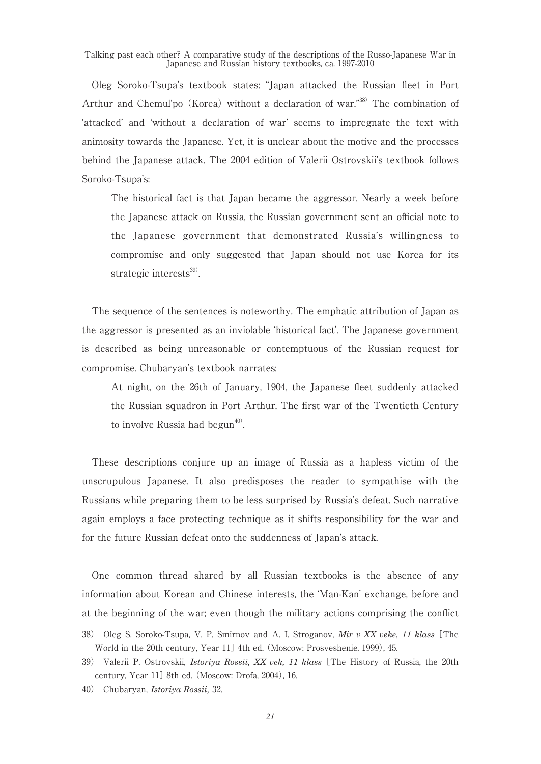Oleg Soroko-Tsupa's textbook states: "Japan attacked the Russian fleet in Port Arthur and Chemul'po (Korea) without a declaration of war."[38] The combination of 'attacked' and 'without a declaration of war' seems to impregnate the text with animosity towards the Japanese. Yet, it is unclear about the motive and the processes behind the Japanese attack. The 2004 edition of Valerii Ostrovskii's textbook follows Soroko-Tsupa's:

> The historical fact is that Japan became the aggressor. Nearly a week before the Japanese attack on Russia, the Russian government sent an official note to the Japanese government that demonstrated Russia's willingness to compromise and only suggested that Japan should not use Korea for its strategic interests[39].

The sequence of the sentences is noteworthy. The emphatic attribution of Japan as the aggressor is presented as an inviolable 'historical fact'. The Japanese government is described as being unreasonable or contemptuous of the Russian request for compromise. Chubaryan's textbook narrates:

> At night, on the 26th of January, 1904, the Japanese fleet suddenly attacked the Russian squadron in Port Arthur. The first war of the Twentieth Century to involve Russia had begun[40].

These descriptions conjure up an image of Russia as a hapless victim of the unscrupulous Japanese. It also predisposes the reader to sympathise with the Russians while preparing them to be less surprised by Russia's defeat. Such narrative again employs a face protecting technique as it shifts responsibility for the war and for the future Russian defeat onto the suddenness of Japan's attack.

One common thread shared by all Russian textbooks is the absence of any information about Korean and Chinese interests, the 'Man-Kan' exchange, before and at the beginning of the war; even though the military actions comprising the conflict

---

38) Oleg S. Soroko-Tsupa, V. P. Smirnov and A. I. Stroganov, *Mir v XX veke, 11 klass* [The World in the 20th century, Year 11] 4th ed. (Moscow: Prosveshenie, 1999), 45.

39) Valerii P. Ostrovskii, *Istoriya Rossii, XX vek, 11 klass* [The History of Russia, the 20th century, Year 11] 8th ed. (Moscow: Drofa, 2004), 16.

40) Chubaryan, *Istoriya Rossii,* 32.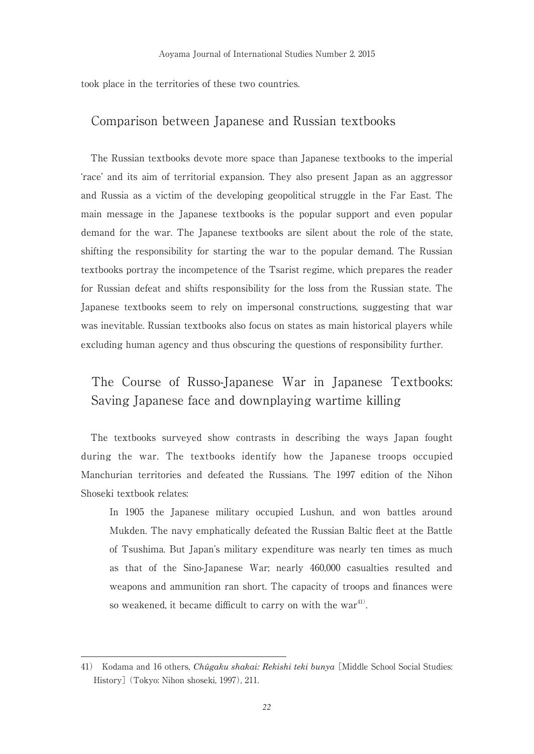took place in the territories of these two countries.

## Comparison between Japanese and Russian textbooks

The Russian textbooks devote more space than Japanese textbooks to the imperial 'race' and its aim of territorial expansion. They also present Japan as an aggressor and Russia as a victim of the developing geopolitical struggle in the Far East. The main message in the Japanese textbooks is the popular support and even popular demand for the war. The Japanese textbooks are silent about the role of the state, shifting the responsibility for starting the war to the popular demand. The Russian textbooks portray the incompetence of the Tsarist regime, which prepares the reader for Russian defeat and shifts responsibility for the loss from the Russian state. The Japanese textbooks seem to rely on impersonal constructions, suggesting that war was inevitable. Russian textbooks also focus on states as main historical players while excluding human agency and thus obscuring the questions of responsibility further.

## The Course of Russo-Japanese War in Japanese Textbooks: Saving Japanese face and downplaying wartime killing

The textbooks surveyed show contrasts in describing the ways Japan fought during the war. The textbooks identify how the Japanese troops occupied Manchurian territories and defeated the Russians. The 1997 edition of the Nihon Shoseki textbook relates:

> In 1905 the Japanese military occupied Lushun, and won battles around Mukden. The navy emphatically defeated the Russian Baltic fleet at the Battle of Tsushima. But Japan's military expenditure was nearly ten times as much as that of the Sino-Japanese War; nearly 460,000 casualties resulted and weapons and ammunition ran short. The capacity of troops and finances were so weakened, it became difficult to carry on with the war[41].

---

41） Kodama and 16 others, *Chûgaku shakai: Rekishi teki bunya* [Middle School Social Studies: History] (Tokyo: Nihon shoseki, 1997), 211.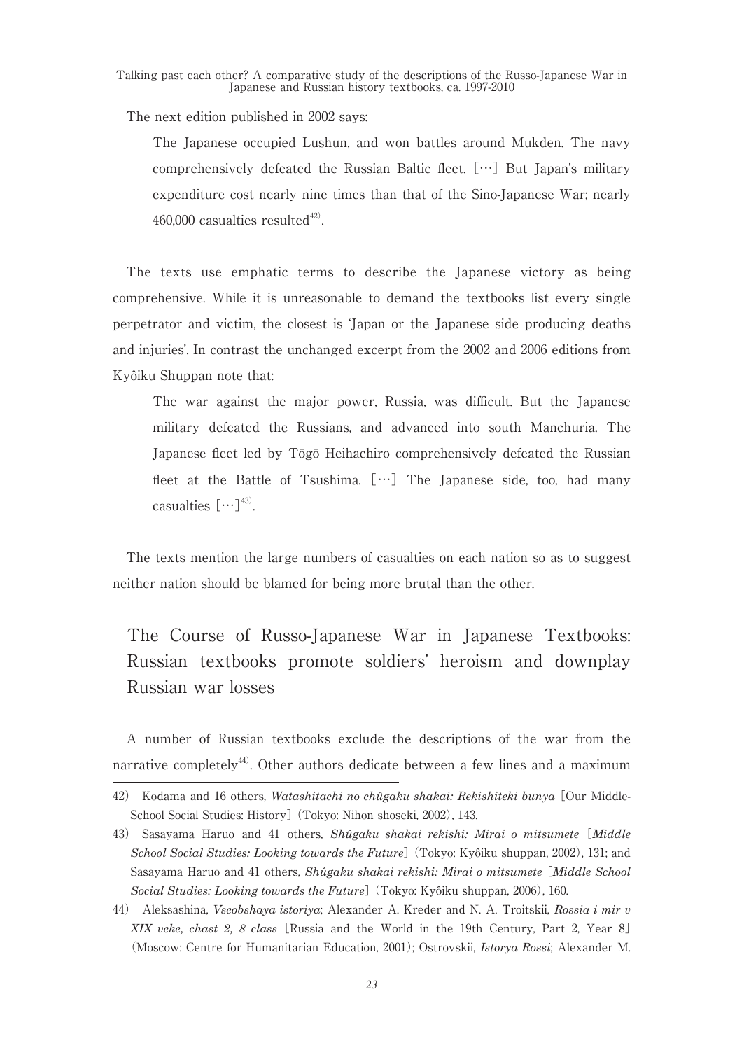The next edition published in 2002 says:

> The Japanese occupied Lushun, and won battles around Mukden. The navy comprehensively defeated the Russian Baltic fleet. [⋯] But Japan's military expenditure cost nearly nine times than that of the Sino-Japanese War; nearly 460,000 casualties resulted[42].

The texts use emphatic terms to describe the Japanese victory as being comprehensive. While it is unreasonable to demand the textbooks list every single perpetrator and victim, the closest is 'Japan or the Japanese side producing deaths and injuries'. In contrast the unchanged excerpt from the 2002 and 2006 editions from Kyôiku Shuppan note that:

> The war against the major power, Russia, was difficult. But the Japanese military defeated the Russians, and advanced into south Manchuria. The Japanese fleet led by Tōgō Heihachiro comprehensively defeated the Russian fleet at the Battle of Tsushima. [⋯] The Japanese side, too, had many casualties [⋯][43].

The texts mention the large numbers of casualties on each nation so as to suggest neither nation should be blamed for being more brutal than the other.

## The Course of Russo-Japanese War in Japanese Textbooks: Russian textbooks promote soldiers' heroism and downplay Russian war losses

A number of Russian textbooks exclude the descriptions of the war from the narrative completely[44]. Other authors dedicate between a few lines and a maximum

---

42) Kodama and 16 others, *Watashitachi no chûgaku shakai: Rekishiteki bunya* [Our Middle-School Social Studies: History] (Tokyo: Nihon shoseki, 2002), 143.

43) Sasayama Haruo and 41 others, *Shûgaku shakai rekishi: Mirai o mitsumete* [*Middle School Social Studies: Looking towards the Future*] (Tokyo: Kyôiku shuppan, 2002), 131; and Sasayama Haruo and 41 others, *Shûgaku shakai rekishi: Mirai o mitsumete* [*Middle School Social Studies: Looking towards the Future*] (Tokyo: Kyôiku shuppan, 2006), 160.

44) Aleksashina, *Vseobshaya istoriya*; Alexander A. Kreder and N. A. Troitskii, *Rossia i mir v XIX veke, chast 2, 8 class* [Russia and the World in the 19th Century, Part 2, Year 8] (Moscow: Centre for Humanitarian Education, 2001); Ostrovskii, *Istorya Rossi*; Alexander M.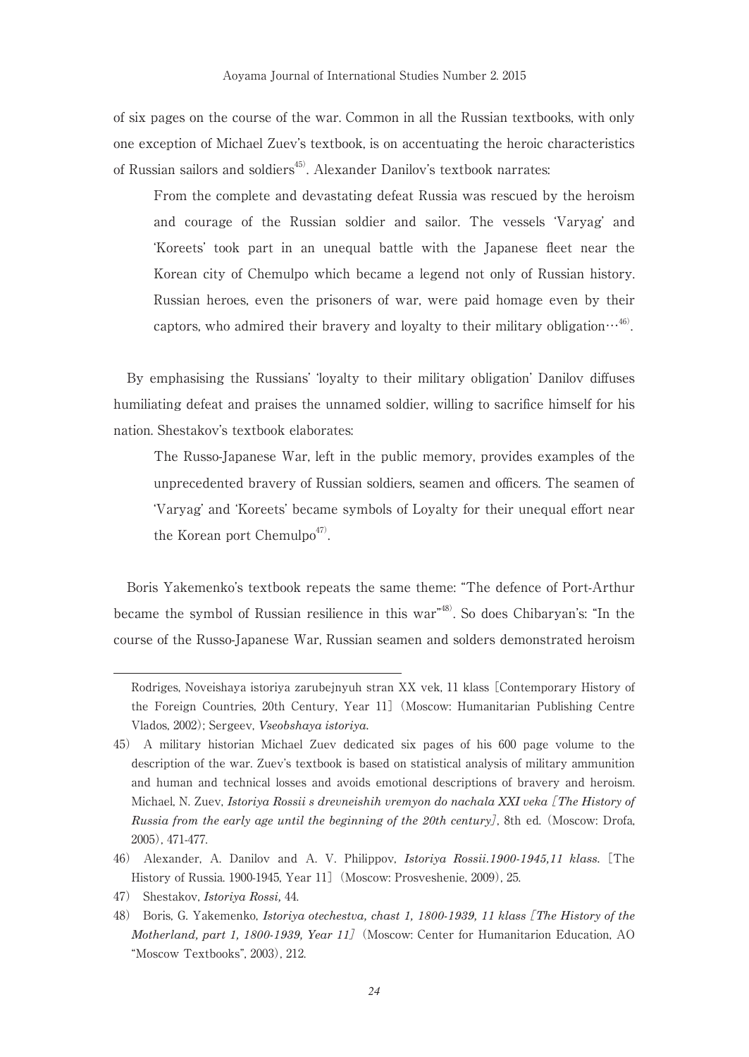of six pages on the course of the war. Common in all the Russian textbooks, with only one exception of Michael Zuev's textbook, is on accentuating the heroic characteristics of Russian sailors and soldiers[45]. Alexander Danilov's textbook narrates:

> From the complete and devastating defeat Russia was rescued by the heroism and courage of the Russian soldier and sailor. The vessels 'Varyag' and 'Koreets' took part in an unequal battle with the Japanese fleet near the Korean city of Chemulpo which became a legend not only of Russian history. Russian heroes, even the prisoners of war, were paid homage even by their captors, who admired their bravery and loyalty to their military obligation…[46].

By emphasising the Russians' 'loyalty to their military obligation' Danilov diffuses humiliating defeat and praises the unnamed soldier, willing to sacrifice himself for his nation. Shestakov's textbook elaborates:

> The Russo-Japanese War, left in the public memory, provides examples of the unprecedented bravery of Russian soldiers, seamen and officers. The seamen of 'Varyag' and 'Koreets' became symbols of Loyalty for their unequal effort near the Korean port Chemulpo[47].

Boris Yakemenko's textbook repeats the same theme: "The defence of Port-Arthur became the symbol of Russian resilience in this war"[48]. So does Chibaryan's: "In the course of the Russo-Japanese War, Russian seamen and solders demonstrated heroism

---

Rodriges, Noveishaya istoriya zarubejnyuh stran XX vek, 11 klass [Contemporary History of the Foreign Countries, 20th Century, Year 11] (Moscow: Humanitarian Publishing Centre Vlados, 2002); Sergeev, *Vseobshaya istoriya.*

45) A military historian Michael Zuev dedicated six pages of his 600 page volume to the description of the war. Zuev's textbook is based on statistical analysis of military ammunition and human and technical losses and avoids emotional descriptions of bravery and heroism. Michael, N. Zuev, *Istoriya Rossii s drevneishih vremyon do nachala XXI veka [The History of Russia from the early age until the beginning of the 20th century]*, 8th ed. (Moscow: Drofa, 2005), 471-477.

46) Alexander, A. Danilov and A. V. Philippov, *Istoriya Rossii.1900-1945,11 klass.* [The History of Russia. 1900-1945, Year 11] (Moscow: Prosveshenie, 2009), 25.

47) Shestakov, *Istoriya Rossi,* 44.

48) Boris, G. Yakemenko, *Istoriya otechestva, chast 1, 1800-1939, 11 klass [The History of the Motherland, part 1, 1800-1939, Year 11]* (Moscow: Center for Humanitarion Education, AO "Moscow Textbooks", 2003), 212.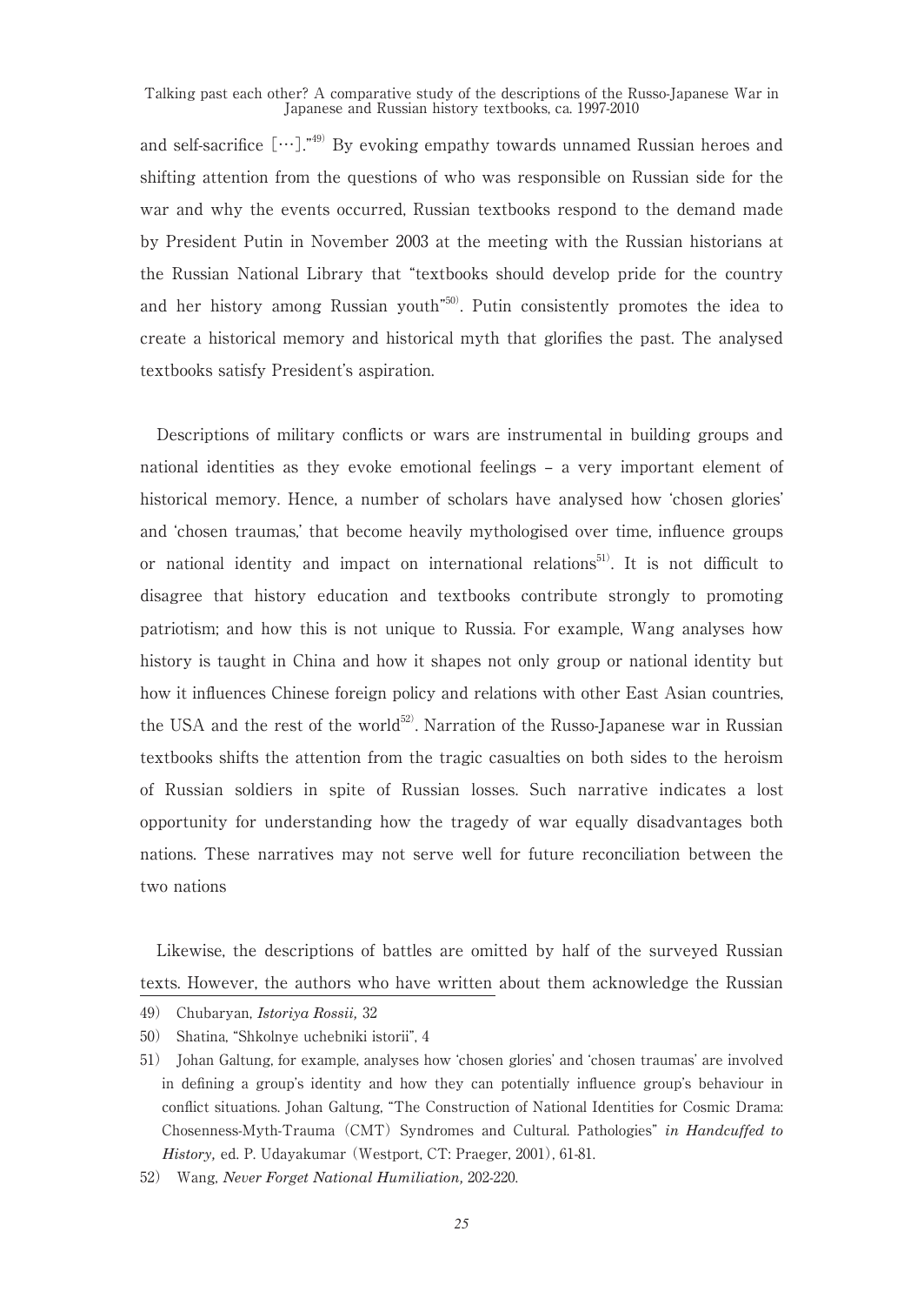and self-sacrifice [⋯]."[49] By evoking empathy towards unnamed Russian heroes and shifting attention from the questions of who was responsible on Russian side for the war and why the events occurred, Russian textbooks respond to the demand made by President Putin in November 2003 at the meeting with the Russian historians at the Russian National Library that "textbooks should develop pride for the country and her history among Russian youth"[50]. Putin consistently promotes the idea to create a historical memory and historical myth that glorifies the past. The analysed textbooks satisfy President's aspiration.

Descriptions of military conflicts or wars are instrumental in building groups and national identities as they evoke emotional feelings – a very important element of historical memory. Hence, a number of scholars have analysed how 'chosen glories' and 'chosen traumas,' that become heavily mythologised over time, influence groups or national identity and impact on international relations[51]. It is not difficult to disagree that history education and textbooks contribute strongly to promoting patriotism; and how this is not unique to Russia. For example, Wang analyses how history is taught in China and how it shapes not only group or national identity but how it influences Chinese foreign policy and relations with other East Asian countries, the USA and the rest of the world[52]. Narration of the Russo-Japanese war in Russian textbooks shifts the attention from the tragic casualties on both sides to the heroism of Russian soldiers in spite of Russian losses. Such narrative indicates a lost opportunity for understanding how the tragedy of war equally disadvantages both nations. These narratives may not serve well for future reconciliation between the two nations

Likewise, the descriptions of battles are omitted by half of the surveyed Russian texts. However, the authors who have written about them acknowledge the Russian

49) Chubaryan, *Istoriya Rossii,* 32

50) Shatina, "Shkolnye uchebniki istorii", 4

51) Johan Galtung, for example, analyses how 'chosen glories' and 'chosen traumas' are involved in defining a group's identity and how they can potentially influence group's behaviour in conflict situations. Johan Galtung, "The Construction of National Identities for Cosmic Drama: Chosenness-Myth-Trauma (CMT) Syndromes and Cultural. Pathologies" *in Handcuffed to History,* ed. P. Udayakumar (Westport, CT: Praeger, 2001), 61-81.

52) Wang, *Never Forget National Humiliation,* 202-220.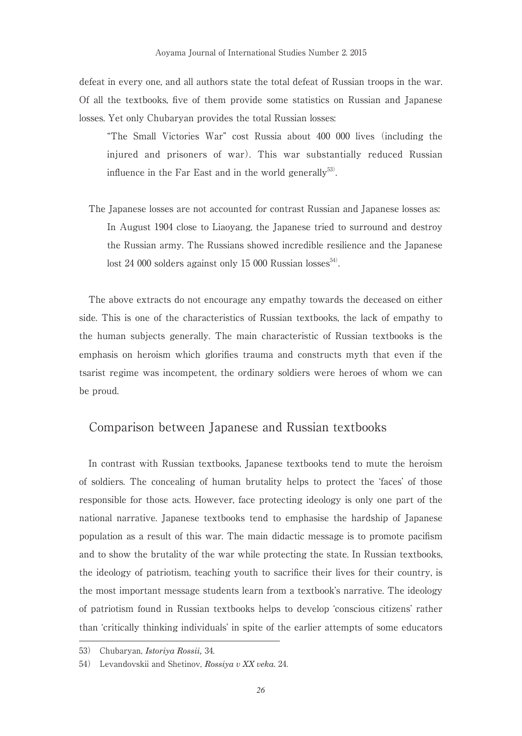defeat in every one, and all authors state the total defeat of Russian troops in the war. Of all the textbooks, five of them provide some statistics on Russian and Japanese losses. Yet only Chubaryan provides the total Russian losses:

> "The Small Victories War" cost Russia about 400 000 lives (including the injured and prisoners of war). This war substantially reduced Russian influence in the Far East and in the world generally[53].

The Japanese losses are not accounted for contrast Russian and Japanese losses as:

> In August 1904 close to Liaoyang, the Japanese tried to surround and destroy the Russian army. The Russians showed incredible resilience and the Japanese lost 24 000 solders against only 15 000 Russian losses[54].

The above extracts do not encourage any empathy towards the deceased on either side. This is one of the characteristics of Russian textbooks, the lack of empathy to the human subjects generally. The main characteristic of Russian textbooks is the emphasis on heroism which glorifies trauma and constructs myth that even if the tsarist regime was incompetent, the ordinary soldiers were heroes of whom we can be proud.

## Comparison between Japanese and Russian textbooks

In contrast with Russian textbooks, Japanese textbooks tend to mute the heroism of soldiers. The concealing of human brutality helps to protect the 'faces' of those responsible for those acts. However, face protecting ideology is only one part of the national narrative. Japanese textbooks tend to emphasise the hardship of Japanese population as a result of this war. The main didactic message is to promote pacifism and to show the brutality of the war while protecting the state. In Russian textbooks, the ideology of patriotism, teaching youth to sacrifice their lives for their country, is the most important message students learn from a textbook's narrative. The ideology of patriotism found in Russian textbooks helps to develop 'conscious citizens' rather than 'critically thinking individuals' in spite of the earlier attempts of some educators

---

53) Chubaryan, *Istoriya Rossii,* 34.

54) Levandovskii and Shetinov, *Rossiya v XX veka.* 24.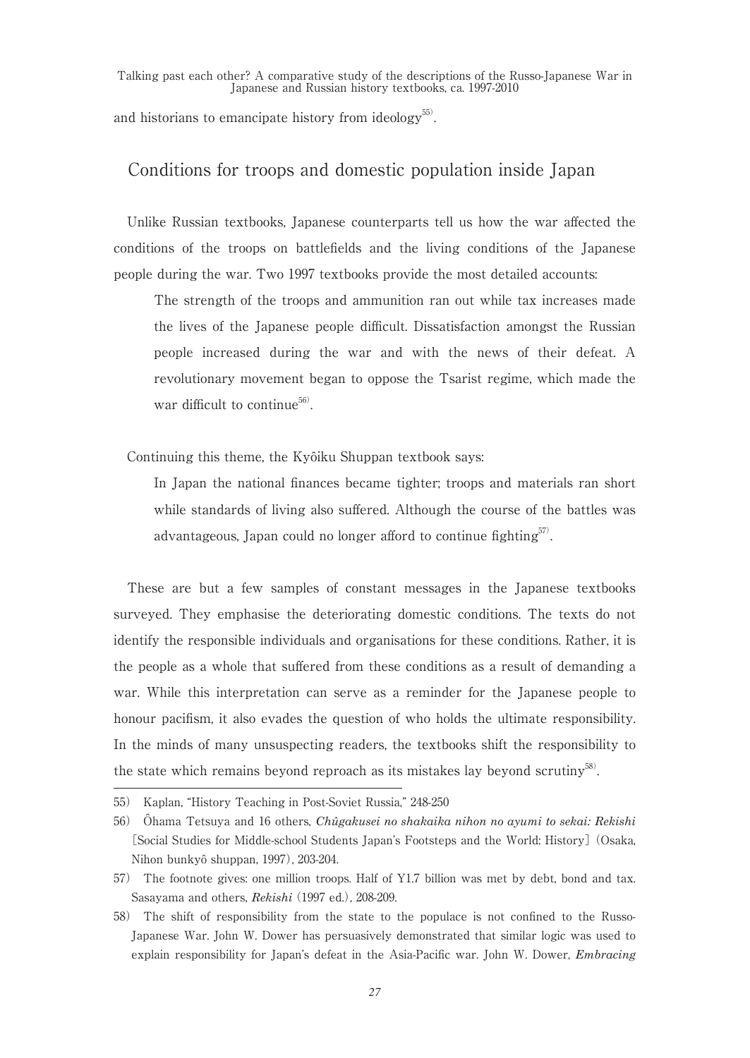and historians to emancipate history from ideology[55].

## Conditions for troops and domestic population inside Japan

Unlike Russian textbooks, Japanese counterparts tell us how the war affected the conditions of the troops on battlefields and the living conditions of the Japanese people during the war. Two 1997 textbooks provide the most detailed accounts:

> The strength of the troops and ammunition ran out while tax increases made the lives of the Japanese people difficult. Dissatisfaction amongst the Russian people increased during the war and with the news of their defeat. A revolutionary movement began to oppose the Tsarist regime, which made the war difficult to continue[56].

Continuing this theme, the Kyôiku Shuppan textbook says:

> In Japan the national finances became tighter; troops and materials ran short while standards of living also suffered. Although the course of the battles was advantageous, Japan could no longer afford to continue fighting[57].

These are but a few samples of constant messages in the Japanese textbooks surveyed. They emphasise the deteriorating domestic conditions. The texts do not identify the responsible individuals and organisations for these conditions. Rather, it is the people as a whole that suffered from these conditions as a result of demanding a war. While this interpretation can serve as a reminder for the Japanese people to honour pacifism, it also evades the question of who holds the ultimate responsibility. In the minds of many unsuspecting readers, the textbooks shift the responsibility to the state which remains beyond reproach as its mistakes lay beyond scrutiny[58].

---

55) Kaplan, "History Teaching in Post-Soviet Russia," 248-250

56) Ôhama Tetsuya and 16 others, ***Chûgakusei no shakaika nihon no ayumi to sekai: Rekishi*** [Social Studies for Middle-school Students Japan's Footsteps and the World: History] (Osaka, Nihon bunkyô shuppan, 1997), 203-204.

57) The footnote gives: one million troops. Half of Y1.7 billion was met by debt, bond and tax. Sasayama and others, ***Rekishi*** (1997 ed.), 208-209.

58) The shift of responsibility from the state to the populace is not confined to the Russo-Japanese War. John W. Dower has persuasively demonstrated that similar logic was used to explain responsibility for Japan's defeat in the Asia-Pacific war. John W. Dower, ***Embracing***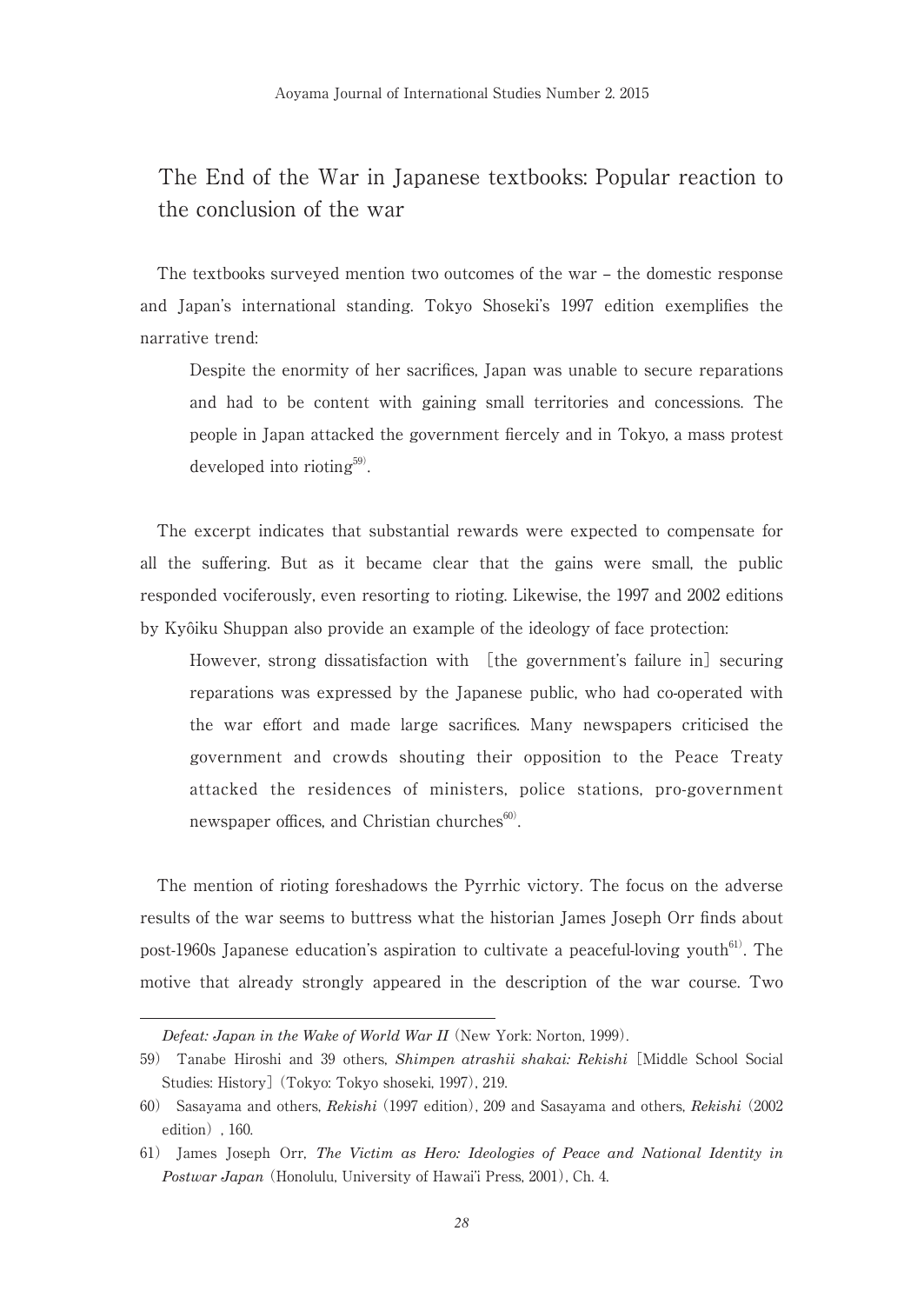## The End of the War in Japanese textbooks: Popular reaction to the conclusion of the war

The textbooks surveyed mention two outcomes of the war – the domestic response and Japan's international standing. Tokyo Shoseki's 1997 edition exemplifies the narrative trend:

> Despite the enormity of her sacrifices, Japan was unable to secure reparations and had to be content with gaining small territories and concessions. The people in Japan attacked the government fiercely and in Tokyo, a mass protest developed into rioting[59].

The excerpt indicates that substantial rewards were expected to compensate for all the suffering. But as it became clear that the gains were small, the public responded vociferously, even resorting to rioting. Likewise, the 1997 and 2002 editions by Kyôiku Shuppan also provide an example of the ideology of face protection:

> However, strong dissatisfaction with [the government's failure in] securing reparations was expressed by the Japanese public, who had co-operated with the war effort and made large sacrifices. Many newspapers criticised the government and crowds shouting their opposition to the Peace Treaty attacked the residences of ministers, police stations, pro-government newspaper offices, and Christian churches[60].

The mention of rioting foreshadows the Pyrrhic victory. The focus on the adverse results of the war seems to buttress what the historian James Joseph Orr finds about post-1960s Japanese education's aspiration to cultivate a peaceful-loving youth[61]. The motive that already strongly appeared in the description of the war course. Two

---

*Defeat: Japan in the Wake of World War II* (New York: Norton, 1999).

59) Tanabe Hiroshi and 39 others, *Shimpen atrashii shakai: Rekishi* [Middle School Social Studies: History] (Tokyo: Tokyo shoseki, 1997), 219.

60) Sasayama and others, *Rekishi* (1997 edition), 209 and Sasayama and others, *Rekishi* (2002 edition), 160.

61) James Joseph Orr, *The Victim as Hero: Ideologies of Peace and National Identity in Postwar Japan* (Honolulu, University of Hawai'i Press, 2001), Ch. 4.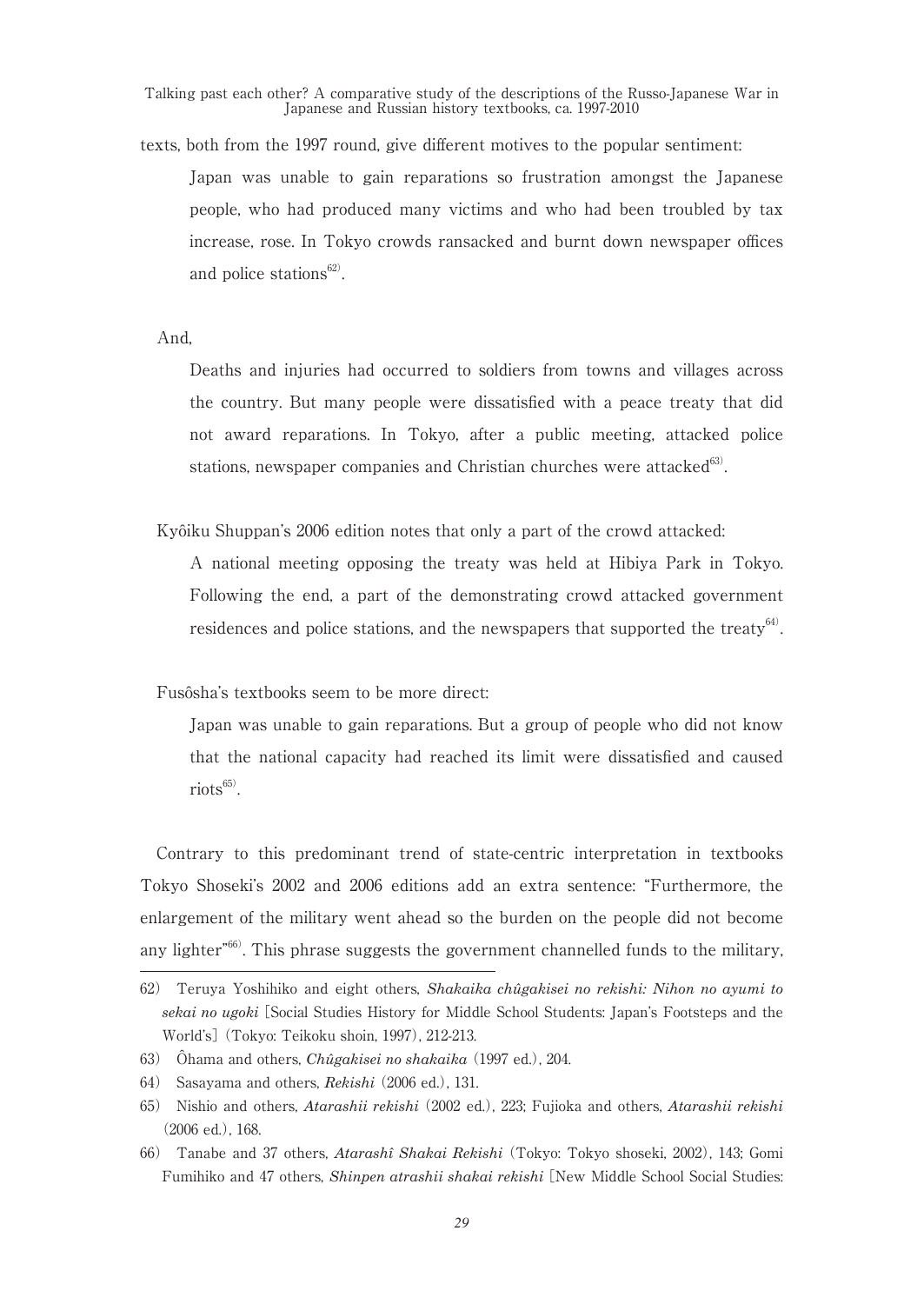texts, both from the 1997 round, give different motives to the popular sentiment:

> Japan was unable to gain reparations so frustration amongst the Japanese people, who had produced many victims and who had been troubled by tax increase, rose. In Tokyo crowds ransacked and burnt down newspaper offices and police stations[62].

And,

> Deaths and injuries had occurred to soldiers from towns and villages across the country. But many people were dissatisfied with a peace treaty that did not award reparations. In Tokyo, after a public meeting, attacked police stations, newspaper companies and Christian churches were attacked[63].

Kyôiku Shuppan's 2006 edition notes that only a part of the crowd attacked:

> A national meeting opposing the treaty was held at Hibiya Park in Tokyo. Following the end, a part of the demonstrating crowd attacked government residences and police stations, and the newspapers that supported the treaty[64].

Fusôsha's textbooks seem to be more direct:

> Japan was unable to gain reparations. But a group of people who did not know that the national capacity had reached its limit were dissatisfied and caused riots[65].

Contrary to this predominant trend of state-centric interpretation in textbooks Tokyo Shoseki's 2002 and 2006 editions add an extra sentence: "Furthermore, the enlargement of the military went ahead so the burden on the people did not become any lighter"[66]. This phrase suggests the government channelled funds to the military,

---

62) Teruya Yoshihiko and eight others, *Shakaika chûgakisei no rekishi: Nihon no ayumi to sekai no ugoki* [Social Studies History for Middle School Students: Japan's Footsteps and the World's] (Tokyo: Teikoku shoin, 1997), 212-213.

63) Ôhama and others, *Chûgakisei no shakaika* (1997 ed.), 204.

64) Sasayama and others, *Rekishi* (2006 ed.), 131.

65) Nishio and others, *Atarashii rekishi* (2002 ed.), 223; Fujioka and others, *Atarashii rekishi* (2006 ed.), 168.

66) Tanabe and 37 others, *Atarashî Shakai Rekishi* (Tokyo: Tokyo shoseki, 2002), 143; Gomi Fumihiko and 47 others, *Shinpen atrashii shakai rekishi* [New Middle School Social Studies: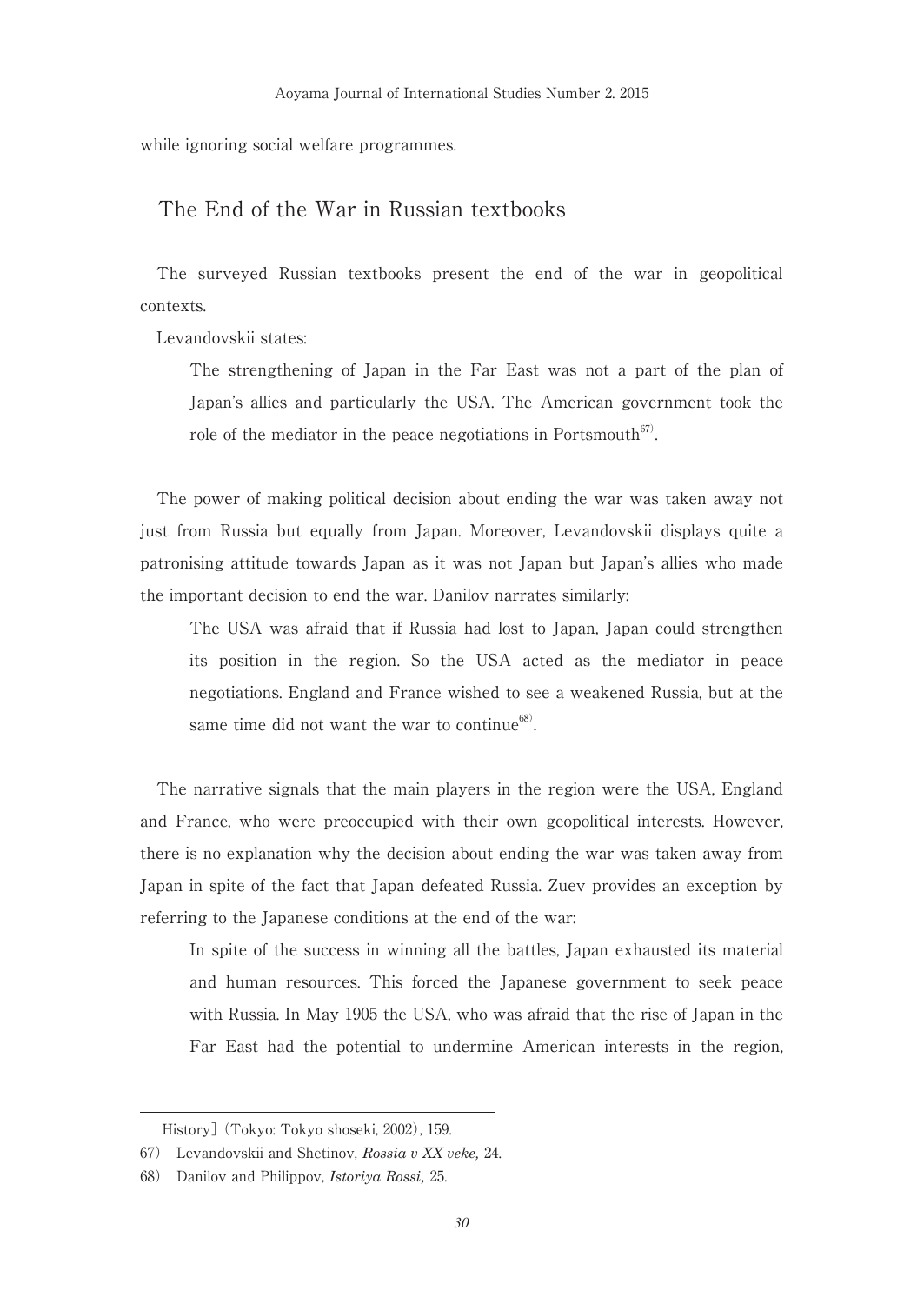while ignoring social welfare programmes.

## The End of the War in Russian textbooks

The surveyed Russian textbooks present the end of the war in geopolitical contexts.

Levandovskii states:

> The strengthening of Japan in the Far East was not a part of the plan of Japan's allies and particularly the USA. The American government took the role of the mediator in the peace negotiations in Portsmouth[67].

The power of making political decision about ending the war was taken away not just from Russia but equally from Japan. Moreover, Levandovskii displays quite a patronising attitude towards Japan as it was not Japan but Japan's allies who made the important decision to end the war. Danilov narrates similarly:

> The USA was afraid that if Russia had lost to Japan, Japan could strengthen its position in the region. So the USA acted as the mediator in peace negotiations. England and France wished to see a weakened Russia, but at the same time did not want the war to continue[68].

The narrative signals that the main players in the region were the USA, England and France, who were preoccupied with their own geopolitical interests. However, there is no explanation why the decision about ending the war was taken away from Japan in spite of the fact that Japan defeated Russia. Zuev provides an exception by referring to the Japanese conditions at the end of the war:

> In spite of the success in winning all the battles, Japan exhausted its material and human resources. This forced the Japanese government to seek peace with Russia. In May 1905 the USA, who was afraid that the rise of Japan in the Far East had the potential to undermine American interests in the region,

---

History] (Tokyo: Tokyo shoseki, 2002), 159.

67) Levandovskii and Shetinov, ***Rossia v XX veke,*** 24.

68) Danilov and Philippov, ***Istoriya Rossi,*** 25.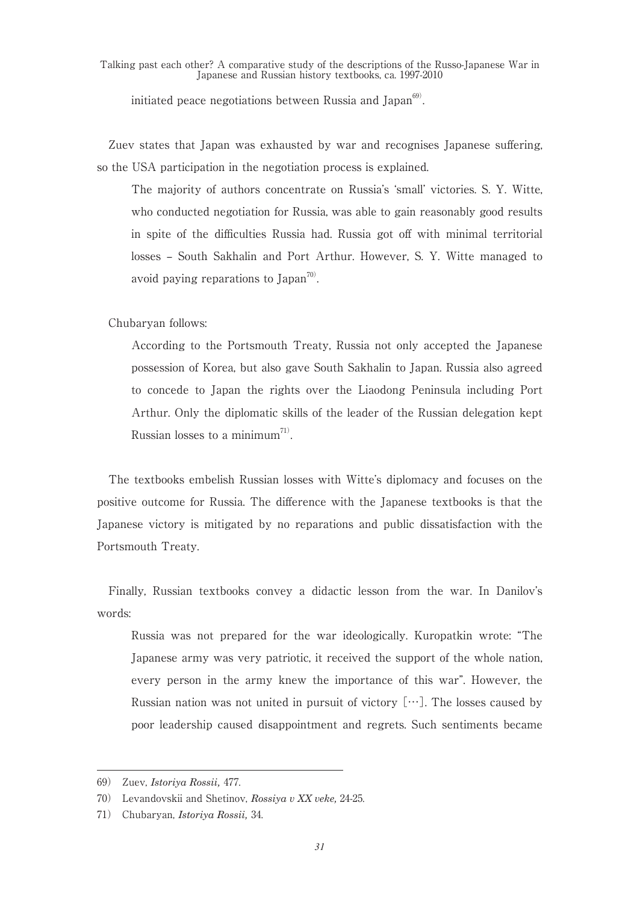initiated peace negotiations between Russia and Japan[69].

Zuev states that Japan was exhausted by war and recognises Japanese suffering, so the USA participation in the negotiation process is explained.

> The majority of authors concentrate on Russia's 'small' victories. S. Y. Witte, who conducted negotiation for Russia, was able to gain reasonably good results in spite of the difficulties Russia had. Russia got off with minimal territorial losses – South Sakhalin and Port Arthur. However, S. Y. Witte managed to avoid paying reparations to Japan[70].

Chubaryan follows:

> According to the Portsmouth Treaty, Russia not only accepted the Japanese possession of Korea, but also gave South Sakhalin to Japan. Russia also agreed to concede to Japan the rights over the Liaodong Peninsula including Port Arthur. Only the diplomatic skills of the leader of the Russian delegation kept Russian losses to a minimum[71].

The textbooks embelish Russian losses with Witte's diplomacy and focuses on the positive outcome for Russia. The difference with the Japanese textbooks is that the Japanese victory is mitigated by no reparations and public dissatisfaction with the Portsmouth Treaty.

Finally, Russian textbooks convey a didactic lesson from the war. In Danilov's words:

> Russia was not prepared for the war ideologically. Kuropatkin wrote: "The Japanese army was very patriotic, it received the support of the whole nation, every person in the army knew the importance of this war". However, the Russian nation was not united in pursuit of victory [⋯]. The losses caused by poor leadership caused disappointment and regrets. Such sentiments became

---

69) Zuev, *Istoriya Rossii,* 477.

70) Levandovskii and Shetinov, *Rossiya v XX veke,* 24-25.

71) Chubaryan, *Istoriya Rossii,* 34.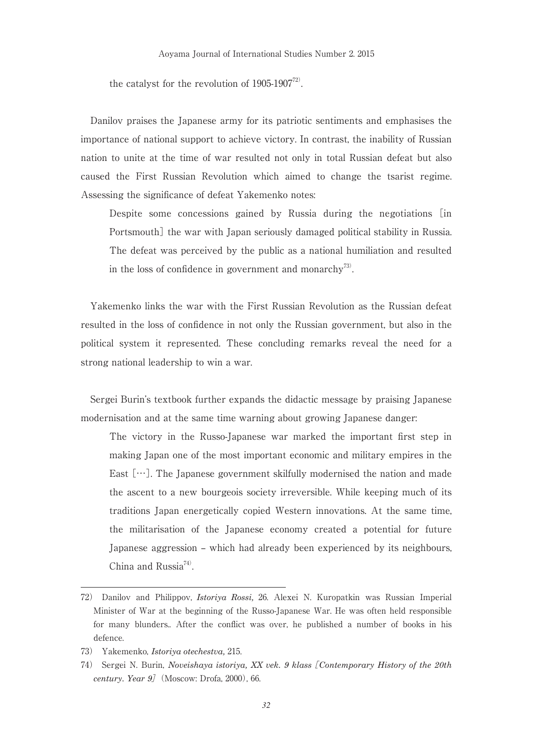the catalyst for the revolution of 1905-1907[72].

Danilov praises the Japanese army for its patriotic sentiments and emphasises the importance of national support to achieve victory. In contrast, the inability of Russian nation to unite at the time of war resulted not only in total Russian defeat but also caused the First Russian Revolution which aimed to change the tsarist regime. Assessing the significance of defeat Yakemenko notes:

> Despite some concessions gained by Russia during the negotiations [in Portsmouth] the war with Japan seriously damaged political stability in Russia. The defeat was perceived by the public as a national humiliation and resulted in the loss of confidence in government and monarchy[73].

Yakemenko links the war with the First Russian Revolution as the Russian defeat resulted in the loss of confidence in not only the Russian government, but also in the political system it represented. These concluding remarks reveal the need for a strong national leadership to win a war.

Sergei Burin's textbook further expands the didactic message by praising Japanese modernisation and at the same time warning about growing Japanese danger:

> The victory in the Russo-Japanese war marked the important first step in making Japan one of the most important economic and military empires in the East [···]. The Japanese government skilfully modernised the nation and made the ascent to a new bourgeois society irreversible. While keeping much of its traditions Japan energetically copied Western innovations. At the same time, the militarisation of the Japanese economy created a potential for future Japanese aggression – which had already been experienced by its neighbours, China and Russia[74].

---

72) Danilov and Philippov, *Istoriya Rossi,* 26. Alexei N. Kuropatkin was Russian Imperial Minister of War at the beginning of the Russo-Japanese War. He was often held responsible for many blunders.. After the conflict was over, he published a number of books in his defence.

73) Yakemenko, *Istoriya otechestva,* 215.

74) Sergei N. Burin, *Noveishaya istoriya, XX vek. 9 klass [Contemporary History of the 20th century. Year 9]* (Moscow: Drofa, 2000), 66.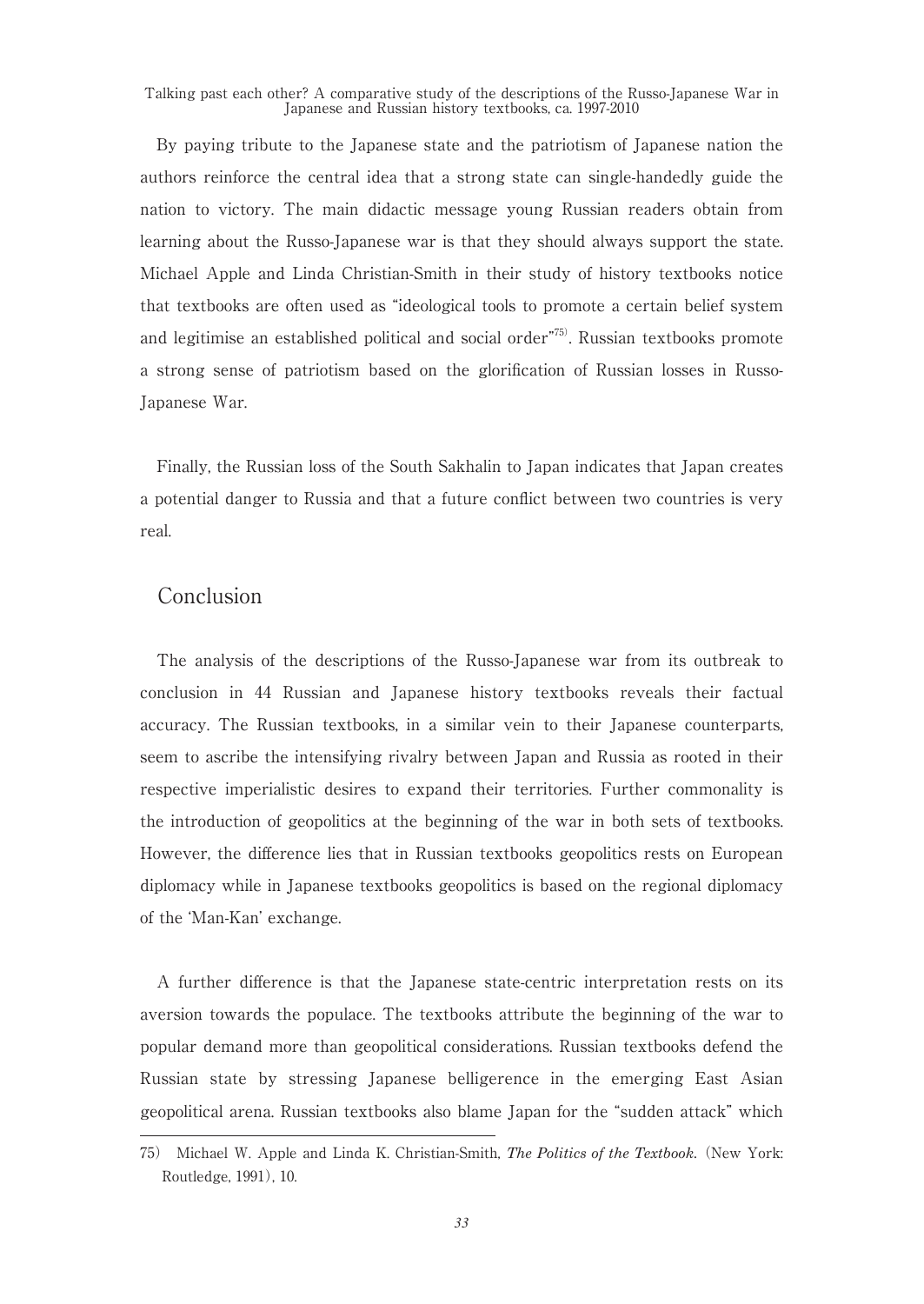By paying tribute to the Japanese state and the patriotism of Japanese nation the authors reinforce the central idea that a strong state can single-handedly guide the nation to victory. The main didactic message young Russian readers obtain from learning about the Russo-Japanese war is that they should always support the state. Michael Apple and Linda Christian-Smith in their study of history textbooks notice that textbooks are often used as "ideological tools to promote a certain belief system and legitimise an established political and social order"[75]. Russian textbooks promote a strong sense of patriotism based on the glorification of Russian losses in Russo-Japanese War.

Finally, the Russian loss of the South Sakhalin to Japan indicates that Japan creates a potential danger to Russia and that a future conflict between two countries is very real.

## Conclusion

The analysis of the descriptions of the Russo-Japanese war from its outbreak to conclusion in 44 Russian and Japanese history textbooks reveals their factual accuracy. The Russian textbooks, in a similar vein to their Japanese counterparts, seem to ascribe the intensifying rivalry between Japan and Russia as rooted in their respective imperialistic desires to expand their territories. Further commonality is the introduction of geopolitics at the beginning of the war in both sets of textbooks. However, the difference lies that in Russian textbooks geopolitics rests on European diplomacy while in Japanese textbooks geopolitics is based on the regional diplomacy of the 'Man-Kan' exchange.

A further difference is that the Japanese state-centric interpretation rests on its aversion towards the populace. The textbooks attribute the beginning of the war to popular demand more than geopolitical considerations. Russian textbooks defend the Russian state by stressing Japanese belligerence in the emerging East Asian geopolitical arena. Russian textbooks also blame Japan for the "sudden attack" which

---

75) Michael W. Apple and Linda K. Christian-Smith, *The Politics of the Textbook*. (New York: Routledge, 1991), 10.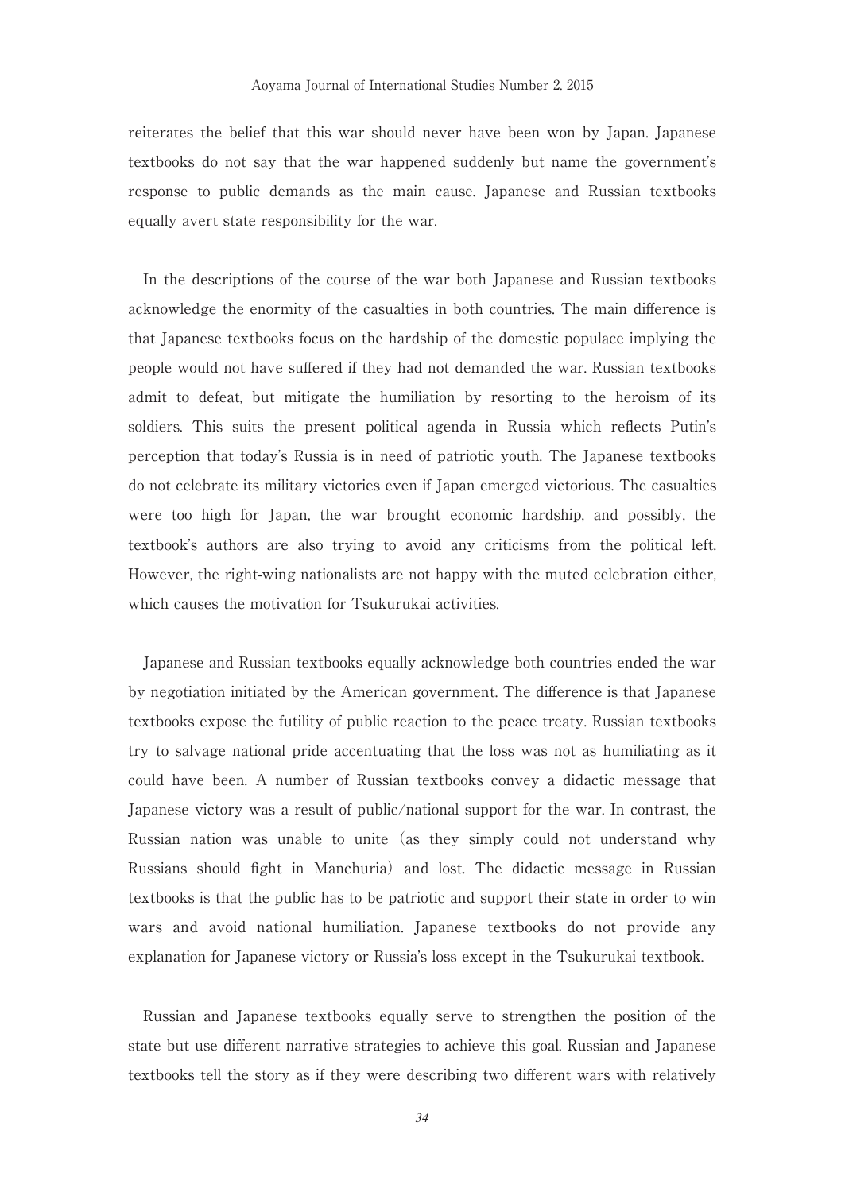reiterates the belief that this war should never have been won by Japan. Japanese textbooks do not say that the war happened suddenly but name the government's response to public demands as the main cause. Japanese and Russian textbooks equally avert state responsibility for the war.

In the descriptions of the course of the war both Japanese and Russian textbooks acknowledge the enormity of the casualties in both countries. The main difference is that Japanese textbooks focus on the hardship of the domestic populace implying the people would not have suffered if they had not demanded the war. Russian textbooks admit to defeat, but mitigate the humiliation by resorting to the heroism of its soldiers. This suits the present political agenda in Russia which reflects Putin's perception that today's Russia is in need of patriotic youth. The Japanese textbooks do not celebrate its military victories even if Japan emerged victorious. The casualties were too high for Japan, the war brought economic hardship, and possibly, the textbook's authors are also trying to avoid any criticisms from the political left. However, the right-wing nationalists are not happy with the muted celebration either, which causes the motivation for Tsukurukai activities.

Japanese and Russian textbooks equally acknowledge both countries ended the war by negotiation initiated by the American government. The difference is that Japanese textbooks expose the futility of public reaction to the peace treaty. Russian textbooks try to salvage national pride accentuating that the loss was not as humiliating as it could have been. A number of Russian textbooks convey a didactic message that Japanese victory was a result of public/national support for the war. In contrast, the Russian nation was unable to unite (as they simply could not understand why Russians should fight in Manchuria) and lost. The didactic message in Russian textbooks is that the public has to be patriotic and support their state in order to win wars and avoid national humiliation. Japanese textbooks do not provide any explanation for Japanese victory or Russia's loss except in the Tsukurukai textbook.

Russian and Japanese textbooks equally serve to strengthen the position of the state but use different narrative strategies to achieve this goal. Russian and Japanese textbooks tell the story as if they were describing two different wars with relatively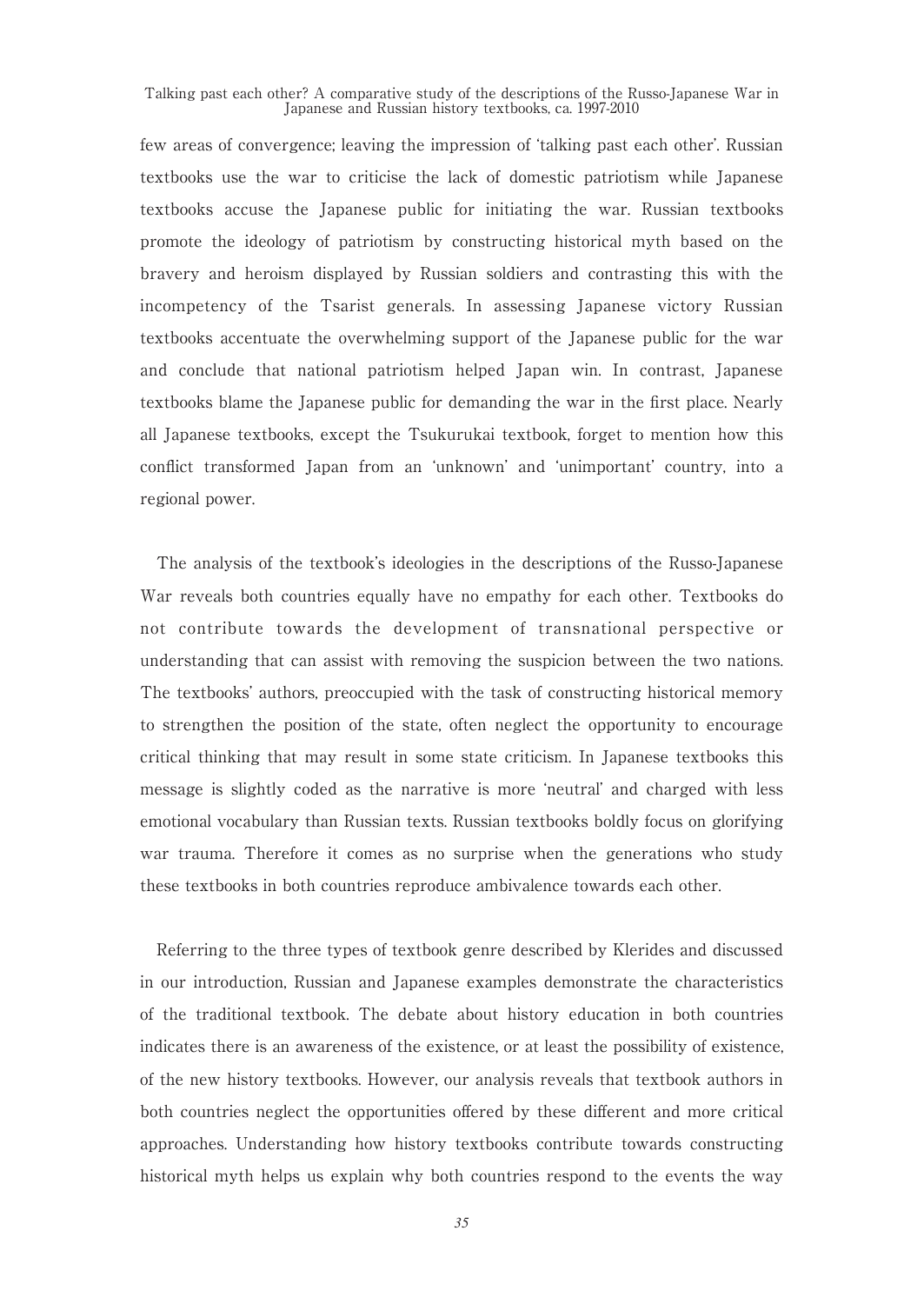few areas of convergence; leaving the impression of 'talking past each other'. Russian textbooks use the war to criticise the lack of domestic patriotism while Japanese textbooks accuse the Japanese public for initiating the war. Russian textbooks promote the ideology of patriotism by constructing historical myth based on the bravery and heroism displayed by Russian soldiers and contrasting this with the incompetency of the Tsarist generals. In assessing Japanese victory Russian textbooks accentuate the overwhelming support of the Japanese public for the war and conclude that national patriotism helped Japan win. In contrast, Japanese textbooks blame the Japanese public for demanding the war in the first place. Nearly all Japanese textbooks, except the Tsukurukai textbook, forget to mention how this conflict transformed Japan from an 'unknown' and 'unimportant' country, into a regional power.

The analysis of the textbook's ideologies in the descriptions of the Russo-Japanese War reveals both countries equally have no empathy for each other. Textbooks do not contribute towards the development of transnational perspective or understanding that can assist with removing the suspicion between the two nations. The textbooks' authors, preoccupied with the task of constructing historical memory to strengthen the position of the state, often neglect the opportunity to encourage critical thinking that may result in some state criticism. In Japanese textbooks this message is slightly coded as the narrative is more 'neutral' and charged with less emotional vocabulary than Russian texts. Russian textbooks boldly focus on glorifying war trauma. Therefore it comes as no surprise when the generations who study these textbooks in both countries reproduce ambivalence towards each other.

Referring to the three types of textbook genre described by Klerides and discussed in our introduction, Russian and Japanese examples demonstrate the characteristics of the traditional textbook. The debate about history education in both countries indicates there is an awareness of the existence, or at least the possibility of existence, of the new history textbooks. However, our analysis reveals that textbook authors in both countries neglect the opportunities offered by these different and more critical approaches. Understanding how history textbooks contribute towards constructing historical myth helps us explain why both countries respond to the events the way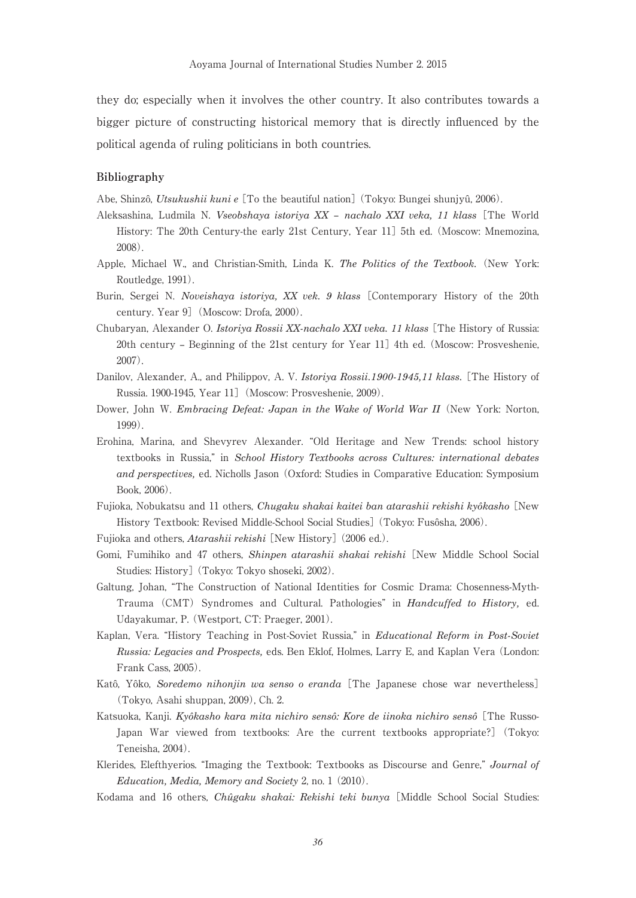they do; especially when it involves the other country. It also contributes towards a bigger picture of constructing historical memory that is directly influenced by the political agenda of ruling politicians in both countries.

### Bibliography

Abe, Shinzô, *Utsukushii kuni e* [To the beautiful nation] (Tokyo: Bungei shunjyû, 2006).

Aleksashina, Ludmila N. *Vseobshaya istoriya XX – nachalo XXI veka, 11 klass* [The World History: The 20th Century-the early 21st Century, Year 11] 5th ed. (Moscow: Mnemozina, 2008).

Apple, Michael W., and Christian-Smith, Linda K. *The Politics of the Textbook.* (New York: Routledge, 1991).

Burin, Sergei N. *Noveishaya istoriya, XX vek. 9 klass* [Contemporary History of the 20th century. Year 9] (Moscow: Drofa, 2000).

Chubaryan, Alexander O. *Istoriya Rossii XX-nachalo XXI veka. 11 klass* [The History of Russia: 20th century – Beginning of the 21st century for Year 11] 4th ed. (Moscow: Prosveshenie, 2007).

Danilov, Alexander, A., and Philippov, A. V. *Istoriya Rossii.1900-1945,11 klass.* [The History of Russia. 1900-1945, Year 11] (Moscow: Prosveshenie, 2009).

Dower, John W. *Embracing Defeat: Japan in the Wake of World War II* (New York: Norton, 1999).

Erohina, Marina, and Shevyrev Alexander. "Old Heritage and New Trends: school history textbooks in Russia," in *School History Textbooks across Cultures: international debates and perspectives,* ed. Nicholls Jason (Oxford: Studies in Comparative Education: Symposium Book, 2006).

Fujioka, Nobukatsu and 11 others, *Chugaku shakai kaitei ban atarashii rekishi kyôkasho* [New History Textbook: Revised Middle-School Social Studies] (Tokyo: Fusôsha, 2006).

Fujioka and others, *Atarashii rekishi* [New History] (2006 ed.).

Gomi, Fumihiko and 47 others, *Shinpen atarashii shakai rekishi* [New Middle School Social Studies: History] (Tokyo: Tokyo shoseki, 2002).

Galtung, Johan, "The Construction of National Identities for Cosmic Drama: Chosenness-Myth-Trauma (CMT) Syndromes and Cultural. Pathologies" in *Handcuffed to History,* ed. Udayakumar, P. (Westport, CT: Praeger, 2001).

Kaplan, Vera. "History Teaching in Post-Soviet Russia," in *Educational Reform in Post-Soviet Russia: Legacies and Prospects,* eds. Ben Eklof, Holmes, Larry E, and Kaplan Vera (London: Frank Cass, 2005).

Katô, Yôko, *Soredemo nihonjin wa senso o eranda* [The Japanese chose war nevertheless] (Tokyo, Asahi shuppan, 2009), Ch. 2.

Katsuoka, Kanji. *Kyôkasho kara mita nichiro sensô: Kore de iinoka nichiro sensô* [The Russo-Japan War viewed from textbooks: Are the current textbooks appropriate?] (Tokyo: Teneisha, 2004).

Klerides, Elefthyerios. "Imaging the Textbook: Textbooks as Discourse and Genre," *Journal of Education, Media, Memory and Society* 2, no. 1 (2010).

Kodama and 16 others, *Chûgaku shakai: Rekishi teki bunya* [Middle School Social Studies: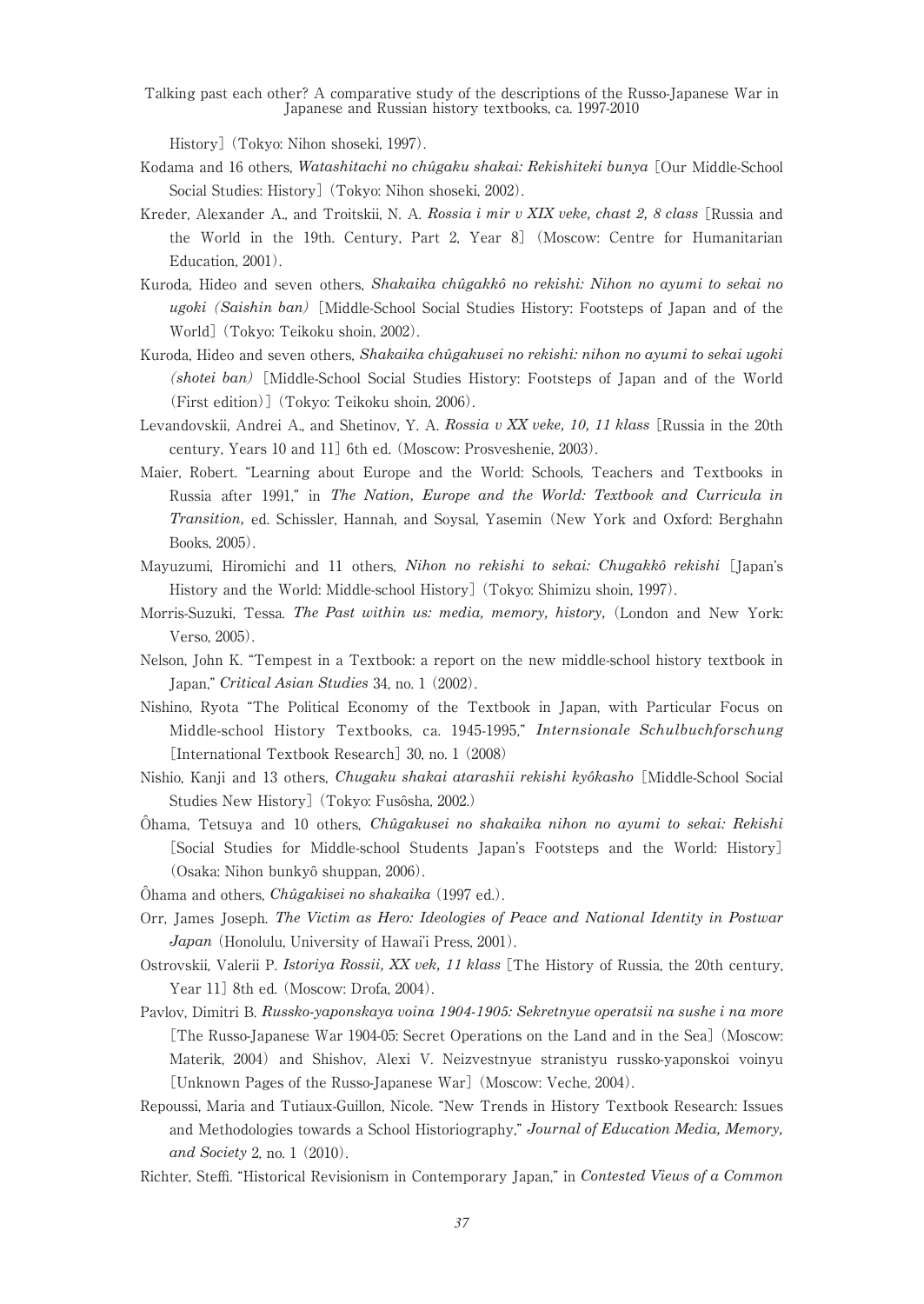History] (Tokyo: Nihon shoseki, 1997).

Kodama and 16 others, *Watashitachi no chûgaku shakai: Rekishiteki bunya* [Our Middle-School Social Studies: History] (Tokyo: Nihon shoseki, 2002).

Kreder, Alexander A., and Troitskii, N. A. *Rossia i mir v XIX veke, chast 2, 8 class* [Russia and the World in the 19th. Century, Part 2, Year 8] (Moscow: Centre for Humanitarian Education, 2001).

Kuroda, Hideo and seven others, *Shakaika chûgakkô no rekishi: Nihon no ayumi to sekai no ugoki (Saishin ban)* [Middle-School Social Studies History: Footsteps of Japan and of the World] (Tokyo: Teikoku shoin, 2002).

Kuroda, Hideo and seven others, *Shakaika chûgakusei no rekishi: nihon no ayumi to sekai ugoki (shotei ban)* [Middle-School Social Studies History: Footsteps of Japan and of the World (First edition)] (Tokyo: Teikoku shoin, 2006).

Levandovskii, Andrei A., and Shetinov, Y. A. *Rossia v XX veke, 10, 11 klass* [Russia in the 20th century, Years 10 and 11] 6th ed. (Moscow: Prosveshenie, 2003).

Maier, Robert. "Learning about Europe and the World: Schools, Teachers and Textbooks in Russia after 1991," in *The Nation, Europe and the World: Textbook and Curricula in Transition,* ed. Schissler, Hannah, and Soysal, Yasemin (New York and Oxford: Berghahn Books, 2005).

Mayuzumi, Hiromichi and 11 others, *Nihon no rekishi to sekai: Chugakkô rekishi* [Japan's History and the World: Middle-school History] (Tokyo: Shimizu shoin, 1997).

Morris-Suzuki, Tessa. *The Past within us: media, memory, history,* (London and New York: Verso, 2005).

Nelson, John K. "Tempest in a Textbook: a report on the new middle-school history textbook in Japan," *Critical Asian Studies* 34, no. 1 (2002).

Nishino, Ryota "The Political Economy of the Textbook in Japan, with Particular Focus on Middle-school History Textbooks, ca. 1945-1995," *Internsionale Schulbuchforschung* [International Textbook Research] 30, no. 1 (2008)

Nishio, Kanji and 13 others, *Chugaku shakai atarashii rekishi kyôkasho* [Middle-School Social Studies New History] (Tokyo: Fusôsha, 2002.)

Ôhama, Tetsuya and 10 others, *Chûgakusei no shakaika nihon no ayumi to sekai: Rekishi* [Social Studies for Middle-school Students Japan's Footsteps and the World: History] (Osaka: Nihon bunkyô shuppan, 2006).

Ôhama and others, *Chûgakisei no shakaika* (1997 ed.).

Orr, James Joseph. *The Victim as Hero: Ideologies of Peace and National Identity in Postwar Japan* (Honolulu, University of Hawai'i Press, 2001).

Ostrovskii, Valerii P. *Istoriya Rossii, XX vek, 11 klass* [The History of Russia, the 20th century, Year 11] 8th ed. (Moscow: Drofa, 2004).

Pavlov, Dimitri B. *Russko-yaponskaya voina 1904-1905: Sekretnyue operatsii na sushe i na more* [The Russo-Japanese War 1904-05: Secret Operations on the Land and in the Sea] (Moscow: Materik, 2004) and Shishov, Alexi V. Neizvestnyue stranistyu russko-yaponskoi voinyu [Unknown Pages of the Russo-Japanese War] (Moscow: Veche, 2004).

Repoussi, Maria and Tutiaux-Guillon, Nicole. "New Trends in History Textbook Research: Issues and Methodologies towards a School Historiography," *Journal of Education Media, Memory, and Society* 2, no. 1 (2010).

Richter, Steffi. "Historical Revisionism in Contemporary Japan," in *Contested Views of a Common*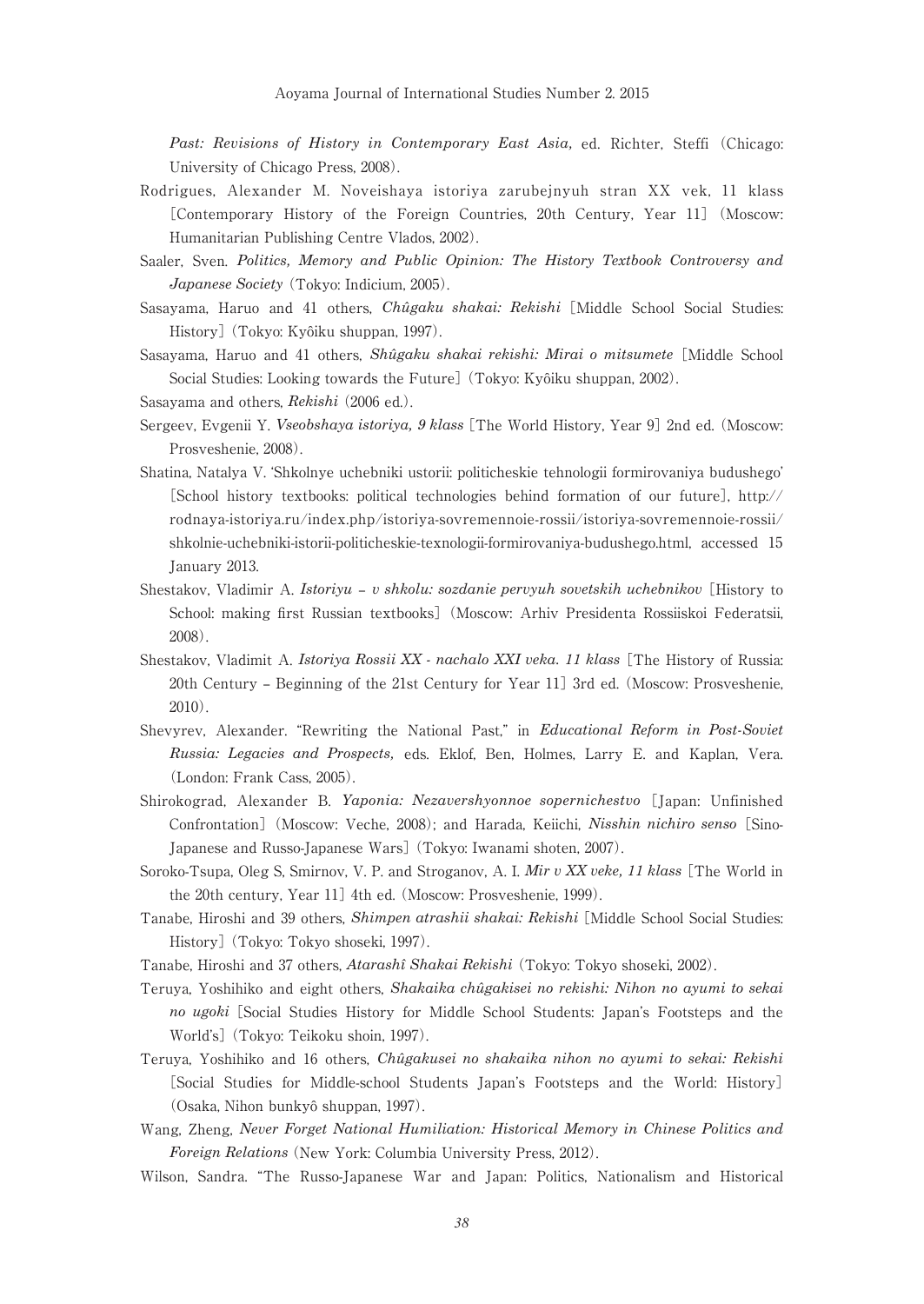*Past: Revisions of History in Contemporary East Asia,* ed. Richter, Steffi (Chicago: University of Chicago Press, 2008).

Rodrigues, Alexander M. Noveishaya istoriya zarubejnyuh stran XX vek, 11 klass [Contemporary History of the Foreign Countries, 20th Century, Year 11] (Moscow: Humanitarian Publishing Centre Vlados, 2002).

Saaler, Sven. ***Politics, Memory and Public Opinion: The History Textbook Controversy and Japanese Society*** (Tokyo: Indicium, 2005).

Sasayama, Haruo and 41 others, ***Chûgaku shakai: Rekishi*** [Middle School Social Studies: History] (Tokyo: Kyôiku shuppan, 1997).

Sasayama, Haruo and 41 others, ***Shûgaku shakai rekishi: Mirai o mitsumete*** [Middle School Social Studies: Looking towards the Future] (Tokyo: Kyôiku shuppan, 2002).

Sasayama and others, ***Rekishi*** (2006 ed.).

Sergeev, Evgenii Y. ***Vseobshaya istoriya, 9 klass*** [The World History, Year 9] 2nd ed. (Moscow: Prosveshenie, 2008).

Shatina, Natalya V. 'Shkolnye uchebniki ustorii: politicheskie tehnologii formirovaniya budushego' [School history textbooks: political technologies behind formation of our future], http://rodnaya-istoriya.ru/index.php/istoriya-sovremennoie-rossii/istoriya-sovremennoie-rossii/shkolnie-uchebniki-istorii-politicheskie-texnologii-formirovaniya-budushego.html, accessed 15 January 2013.

Shestakov, Vladimir A. ***Istoriyu – v shkolu: sozdanie pervyuh sovetskih uchebnikov*** [History to School: making first Russian textbooks] (Moscow: Arhiv Presidenta Rossiiskoi Federatsii, 2008).

Shestakov, Vladimit A. ***Istoriya Rossii XX - nachalo XXI veka. 11 klass*** [The History of Russia: 20th Century – Beginning of the 21st Century for Year 11] 3rd ed. (Moscow: Prosveshenie, 2010).

Shevyrev, Alexander. "Rewriting the National Past," in ***Educational Reform in Post-Soviet Russia: Legacies and Prospects,*** eds. Eklof, Ben, Holmes, Larry E. and Kaplan, Vera. (London: Frank Cass, 2005).

Shirokograd, Alexander B. ***Yaponia: Nezavershyonnoe sopernichestvo*** [Japan: Unfinished Confrontation] (Moscow: Veche, 2008); and Harada, Keiichi, ***Nisshin nichiro senso*** [Sino-Japanese and Russo-Japanese Wars] (Tokyo: Iwanami shoten, 2007).

Soroko-Tsupa, Oleg S, Smirnov, V. P. and Stroganov, A. I. ***Mir v XX veke, 11 klass*** [The World in the 20th century, Year 11] 4th ed. (Moscow: Prosveshenie, 1999).

Tanabe, Hiroshi and 39 others, ***Shimpen atrashii shakai: Rekishi*** [Middle School Social Studies: History] (Tokyo: Tokyo shoseki, 1997).

Tanabe, Hiroshi and 37 others, ***Atarashî Shakai Rekishi*** (Tokyo: Tokyo shoseki, 2002).

Teruya, Yoshihiko and eight others, ***Shakaika chûgakisei no rekishi: Nihon no ayumi to sekai no ugoki*** [Social Studies History for Middle School Students: Japan's Footsteps and the World's] (Tokyo: Teikoku shoin, 1997).

Teruya, Yoshihiko and 16 others, ***Chûgakusei no shakaika nihon no ayumi to sekai: Rekishi*** [Social Studies for Middle-school Students Japan's Footsteps and the World: History] (Osaka, Nihon bunkyô shuppan, 1997).

Wang, Zheng, ***Never Forget National Humiliation: Historical Memory in Chinese Politics and Foreign Relations*** (New York: Columbia University Press, 2012).

Wilson, Sandra. "The Russo-Japanese War and Japan: Politics, Nationalism and Historical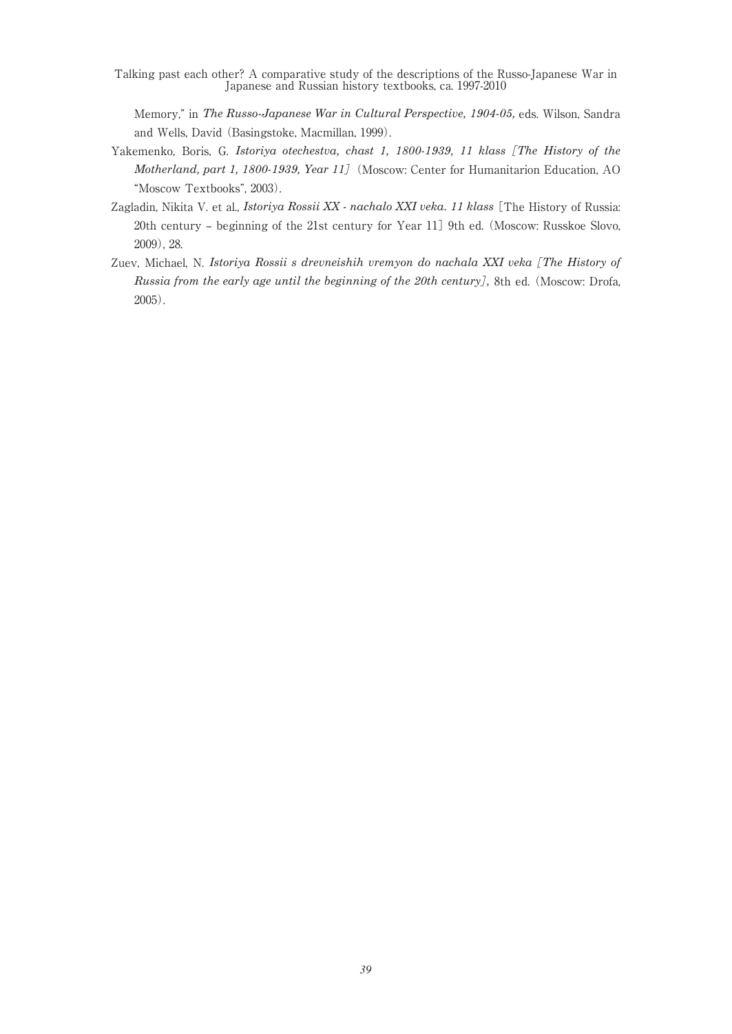Memory," in *The Russo-Japanese War in Cultural Perspective, 1904-05,* eds. Wilson, Sandra and Wells, David (Basingstoke, Macmillan, 1999).

Yakemenko, Boris, G. *Istoriya otechestva, chast 1, 1800-1939, 11 klass [The History of the Motherland, part 1, 1800-1939, Year 11]* (Moscow: Center for Humanitarion Education, AO "Moscow Textbooks", 2003).

Zagladin, Nikita V. et al., *Istoriya Rossii XX - nachalo XXI veka. 11 klass* [The History of Russia: 20th century – beginning of the 21st century for Year 11] 9th ed. (Moscow: Russkoe Slovo, 2009), 28.

Zuev, Michael, N. *Istoriya Rossii s drevneishih vremyon do nachala XXI veka [The History of Russia from the early age until the beginning of the 20th century],* 8th ed. (Moscow: Drofa, 2005).